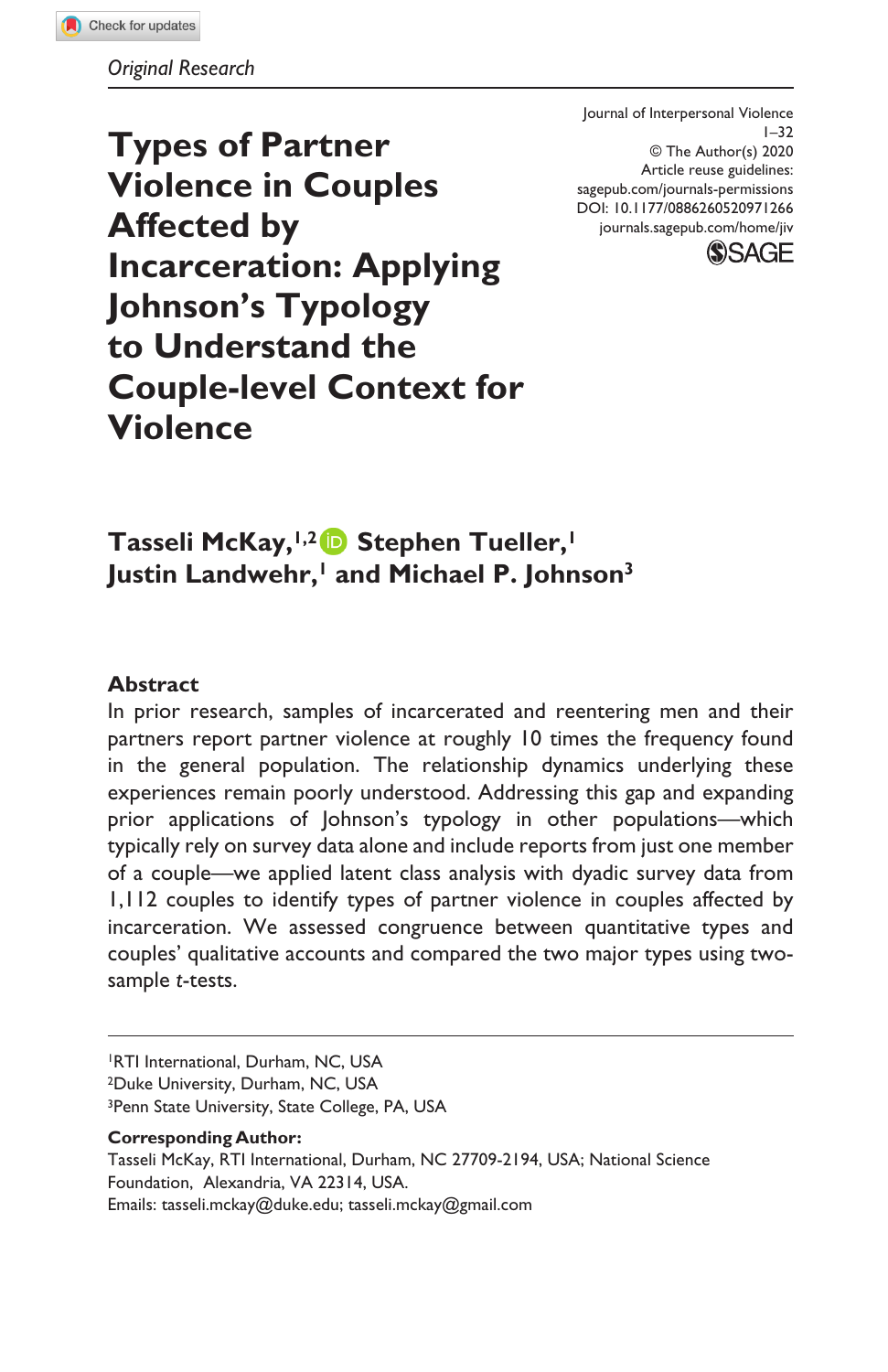*Original Research*

Journal of Interpersonal Violence
1–32
© The Author(s) 2020
Article reuse guidelines:
sagepub.com/journals-permissions
DOI: 10.1177/0886260520971266
journals.sagepub.com/home/jiv

# Types of Partner Violence in Couples Affected by Incarceration: Applying Johnson's Typology to Understand the Couple-level Context for Violence

**Tasseli McKay,[1,2] Stephen Tueller,[1] Justin Landwehr,[1] and Michael P. Johnson[3]**

## Abstract

In prior research, samples of incarcerated and reentering men and their partners report partner violence at roughly 10 times the frequency found in the general population. The relationship dynamics underlying these experiences remain poorly understood. Addressing this gap and expanding prior applications of Johnson's typology in other populations—which typically rely on survey data alone and include reports from just one member of a couple—we applied latent class analysis with dyadic survey data from 1,112 couples to identify types of partner violence in couples affected by incarceration. We assessed congruence between quantitative types and couples' qualitative accounts and compared the two major types using two-sample *t*-tests.

---

[1]RTI International, Durham, NC, USA
[2]Duke University, Durham, NC, USA
[3]Penn State University, State College, PA, USA

**Corresponding Author:**
Tasseli McKay, RTI International, Durham, NC 27709-2194, USA; National Science Foundation, Alexandria, VA 22314, USA.
Emails: tasseli.mckay@duke.edu; tasseli.mckay@gmail.com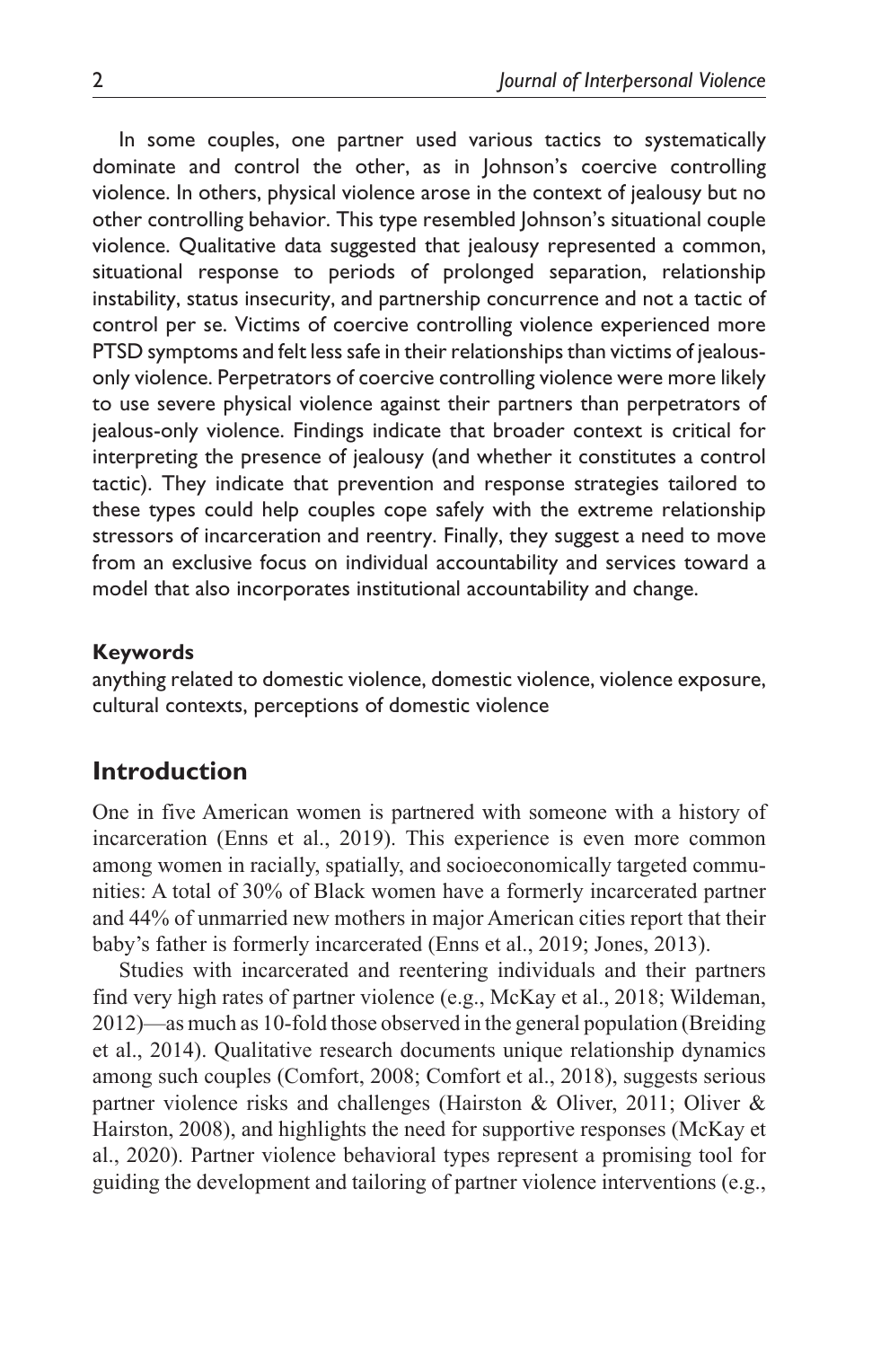In some couples, one partner used various tactics to systematically dominate and control the other, as in Johnson's coercive controlling violence. In others, physical violence arose in the context of jealousy but no other controlling behavior. This type resembled Johnson's situational couple violence. Qualitative data suggested that jealousy represented a common, situational response to periods of prolonged separation, relationship instability, status insecurity, and partnership concurrence and not a tactic of control per se. Victims of coercive controlling violence experienced more PTSD symptoms and felt less safe in their relationships than victims of jealous-only violence. Perpetrators of coercive controlling violence were more likely to use severe physical violence against their partners than perpetrators of jealous-only violence. Findings indicate that broader context is critical for interpreting the presence of jealousy (and whether it constitutes a control tactic). They indicate that prevention and response strategies tailored to these types could help couples cope safely with the extreme relationship stressors of incarceration and reentry. Finally, they suggest a need to move from an exclusive focus on individual accountability and services toward a model that also incorporates institutional accountability and change.

**Keywords**

anything related to domestic violence, domestic violence, violence exposure, cultural contexts, perceptions of domestic violence

## Introduction

One in five American women is partnered with someone with a history of incarceration (Enns et al., 2019). This experience is even more common among women in racially, spatially, and socioeconomically targeted communities: A total of 30% of Black women have a formerly incarcerated partner and 44% of unmarried new mothers in major American cities report that their baby's father is formerly incarcerated (Enns et al., 2019; Jones, 2013).

Studies with incarcerated and reentering individuals and their partners find very high rates of partner violence (e.g., McKay et al., 2018; Wildeman, 2012)—as much as 10-fold those observed in the general population (Breiding et al., 2014). Qualitative research documents unique relationship dynamics among such couples (Comfort, 2008; Comfort et al., 2018), suggests serious partner violence risks and challenges (Hairston & Oliver, 2011; Oliver & Hairston, 2008), and highlights the need for supportive responses (McKay et al., 2020). Partner violence behavioral types represent a promising tool for guiding the development and tailoring of partner violence interventions (e.g.,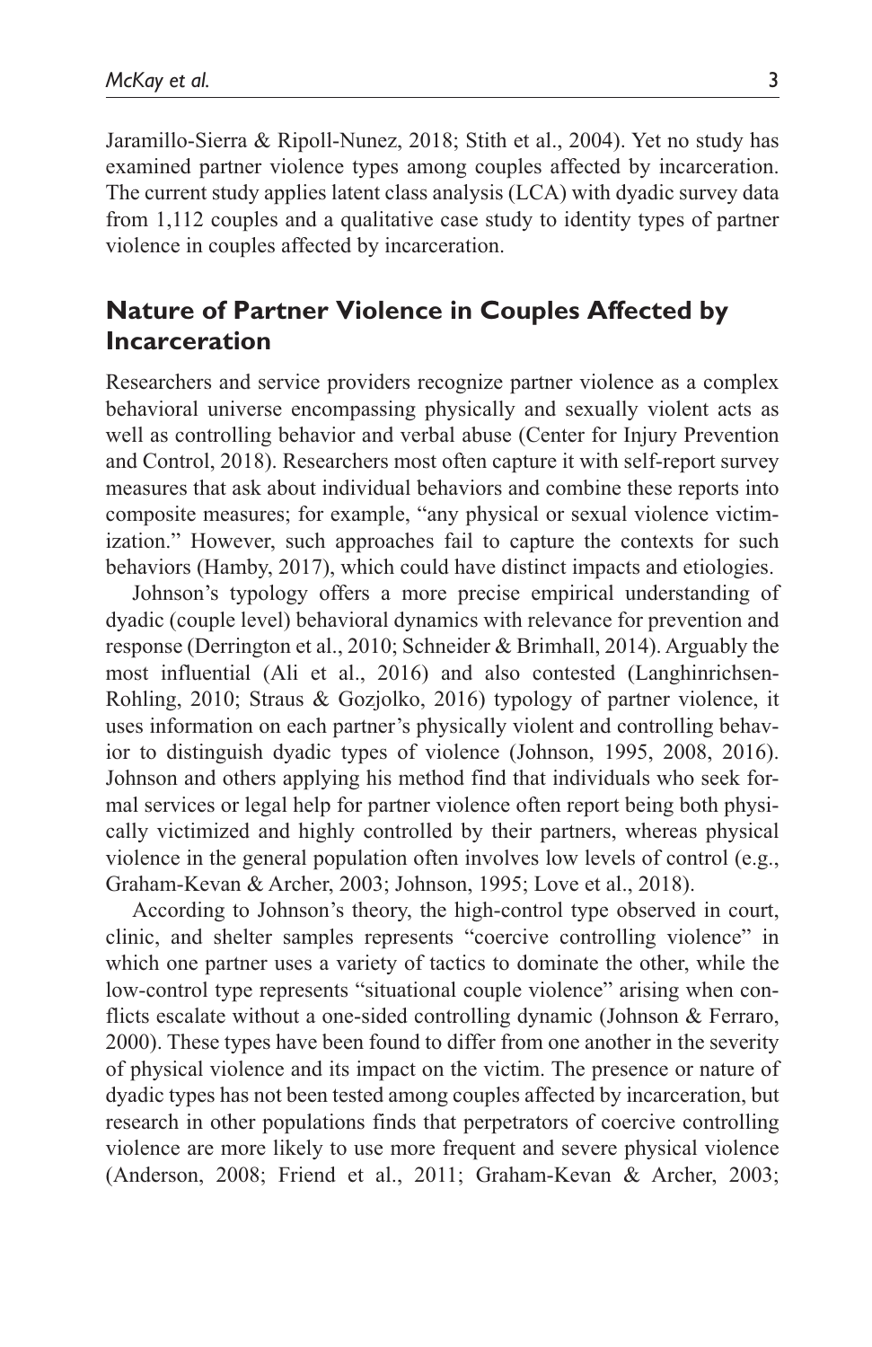Jaramillo-Sierra & Ripoll-Nunez, 2018; Stith et al., 2004). Yet no study has examined partner violence types among couples affected by incarceration. The current study applies latent class analysis (LCA) with dyadic survey data from 1,112 couples and a qualitative case study to identity types of partner violence in couples affected by incarceration.

## Nature of Partner Violence in Couples Affected by Incarceration

Researchers and service providers recognize partner violence as a complex behavioral universe encompassing physically and sexually violent acts as well as controlling behavior and verbal abuse (Center for Injury Prevention and Control, 2018). Researchers most often capture it with self-report survey measures that ask about individual behaviors and combine these reports into composite measures; for example, "any physical or sexual violence victimization." However, such approaches fail to capture the contexts for such behaviors (Hamby, 2017), which could have distinct impacts and etiologies.

Johnson's typology offers a more precise empirical understanding of dyadic (couple level) behavioral dynamics with relevance for prevention and response (Derrington et al., 2010; Schneider & Brimhall, 2014). Arguably the most influential (Ali et al., 2016) and also contested (Langhinrichsen-Rohling, 2010; Straus & Gozjolko, 2016) typology of partner violence, it uses information on each partner's physically violent and controlling behavior to distinguish dyadic types of violence (Johnson, 1995, 2008, 2016). Johnson and others applying his method find that individuals who seek formal services or legal help for partner violence often report being both physically victimized and highly controlled by their partners, whereas physical violence in the general population often involves low levels of control (e.g., Graham-Kevan & Archer, 2003; Johnson, 1995; Love et al., 2018).

According to Johnson's theory, the high-control type observed in court, clinic, and shelter samples represents "coercive controlling violence" in which one partner uses a variety of tactics to dominate the other, while the low-control type represents "situational couple violence" arising when conflicts escalate without a one-sided controlling dynamic (Johnson & Ferraro, 2000). These types have been found to differ from one another in the severity of physical violence and its impact on the victim. The presence or nature of dyadic types has not been tested among couples affected by incarceration, but research in other populations finds that perpetrators of coercive controlling violence are more likely to use more frequent and severe physical violence (Anderson, 2008; Friend et al., 2011; Graham-Kevan & Archer, 2003;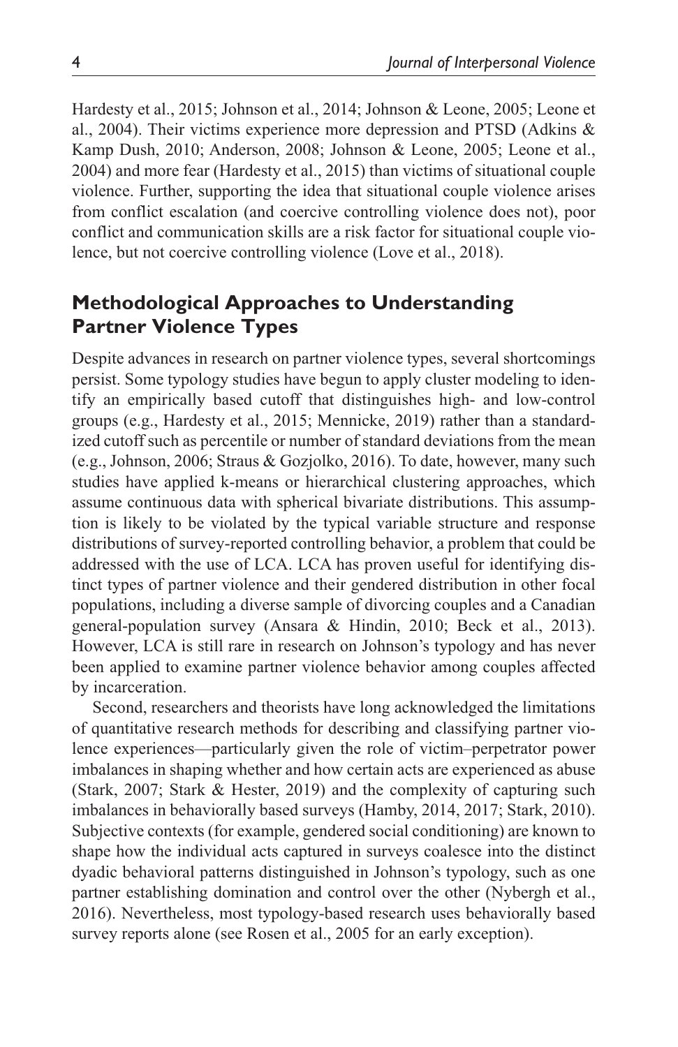Hardesty et al., 2015; Johnson et al., 2014; Johnson & Leone, 2005; Leone et al., 2004). Their victims experience more depression and PTSD (Adkins & Kamp Dush, 2010; Anderson, 2008; Johnson & Leone, 2005; Leone et al., 2004) and more fear (Hardesty et al., 2015) than victims of situational couple violence. Further, supporting the idea that situational couple violence arises from conflict escalation (and coercive controlling violence does not), poor conflict and communication skills are a risk factor for situational couple violence, but not coercive controlling violence (Love et al., 2018).

## Methodological Approaches to Understanding Partner Violence Types

Despite advances in research on partner violence types, several shortcomings persist. Some typology studies have begun to apply cluster modeling to identify an empirically based cutoff that distinguishes high- and low-control groups (e.g., Hardesty et al., 2015; Mennicke, 2019) rather than a standardized cutoff such as percentile or number of standard deviations from the mean (e.g., Johnson, 2006; Straus & Gozjolko, 2016). To date, however, many such studies have applied k-means or hierarchical clustering approaches, which assume continuous data with spherical bivariate distributions. This assumption is likely to be violated by the typical variable structure and response distributions of survey-reported controlling behavior, a problem that could be addressed with the use of LCA. LCA has proven useful for identifying distinct types of partner violence and their gendered distribution in other focal populations, including a diverse sample of divorcing couples and a Canadian general-population survey (Ansara & Hindin, 2010; Beck et al., 2013). However, LCA is still rare in research on Johnson's typology and has never been applied to examine partner violence behavior among couples affected by incarceration.

Second, researchers and theorists have long acknowledged the limitations of quantitative research methods for describing and classifying partner violence experiences—particularly given the role of victim–perpetrator power imbalances in shaping whether and how certain acts are experienced as abuse (Stark, 2007; Stark & Hester, 2019) and the complexity of capturing such imbalances in behaviorally based surveys (Hamby, 2014, 2017; Stark, 2010). Subjective contexts (for example, gendered social conditioning) are known to shape how the individual acts captured in surveys coalesce into the distinct dyadic behavioral patterns distinguished in Johnson's typology, such as one partner establishing domination and control over the other (Nybergh et al., 2016). Nevertheless, most typology-based research uses behaviorally based survey reports alone (see Rosen et al., 2005 for an early exception).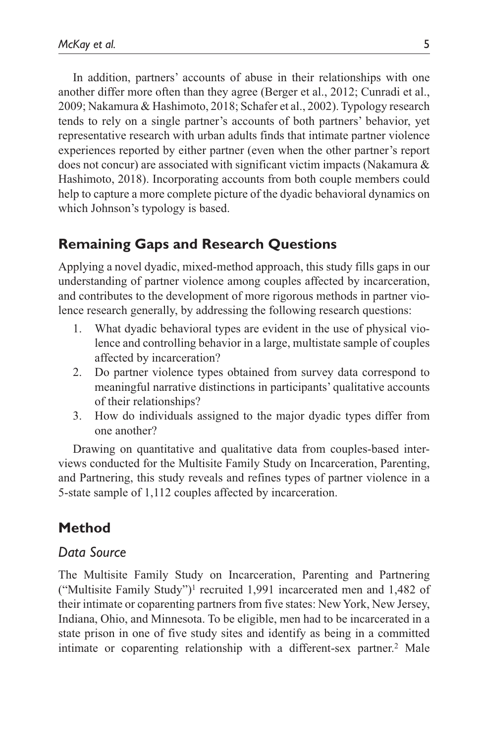In addition, partners' accounts of abuse in their relationships with one another differ more often than they agree (Berger et al., 2012; Cunradi et al., 2009; Nakamura & Hashimoto, 2018; Schafer et al., 2002). Typology research tends to rely on a single partner's accounts of both partners' behavior, yet representative research with urban adults finds that intimate partner violence experiences reported by either partner (even when the other partner's report does not concur) are associated with significant victim impacts (Nakamura & Hashimoto, 2018). Incorporating accounts from both couple members could help to capture a more complete picture of the dyadic behavioral dynamics on which Johnson's typology is based.

## Remaining Gaps and Research Questions

Applying a novel dyadic, mixed-method approach, this study fills gaps in our understanding of partner violence among couples affected by incarceration, and contributes to the development of more rigorous methods in partner violence research generally, by addressing the following research questions:

1. What dyadic behavioral types are evident in the use of physical violence and controlling behavior in a large, multistate sample of couples affected by incarceration?
2. Do partner violence types obtained from survey data correspond to meaningful narrative distinctions in participants' qualitative accounts of their relationships?
3. How do individuals assigned to the major dyadic types differ from one another?

Drawing on quantitative and qualitative data from couples-based interviews conducted for the Multisite Family Study on Incarceration, Parenting, and Partnering, this study reveals and refines types of partner violence in a 5-state sample of 1,112 couples affected by incarceration.

## Method

### *Data Source*

The Multisite Family Study on Incarceration, Parenting and Partnering ("Multisite Family Study")[1] recruited 1,991 incarcerated men and 1,482 of their intimate or coparenting partners from five states: New York, New Jersey, Indiana, Ohio, and Minnesota. To be eligible, men had to be incarcerated in a state prison in one of five study sites and identify as being in a committed intimate or coparenting relationship with a different-sex partner.[2] Male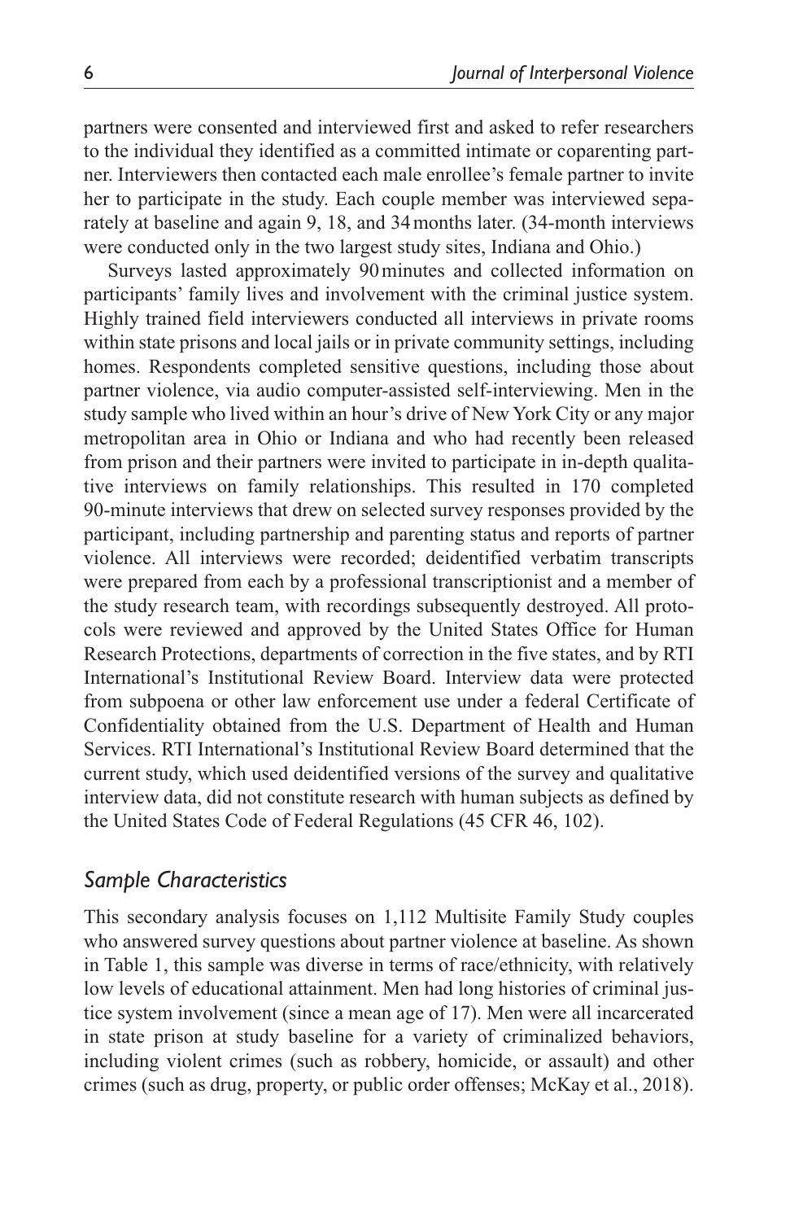partners were consented and interviewed first and asked to refer researchers to the individual they identified as a committed intimate or coparenting partner. Interviewers then contacted each male enrollee's female partner to invite her to participate in the study. Each couple member was interviewed separately at baseline and again 9, 18, and 34 months later. (34-month interviews were conducted only in the two largest study sites, Indiana and Ohio.)

Surveys lasted approximately 90 minutes and collected information on participants' family lives and involvement with the criminal justice system. Highly trained field interviewers conducted all interviews in private rooms within state prisons and local jails or in private community settings, including homes. Respondents completed sensitive questions, including those about partner violence, via audio computer-assisted self-interviewing. Men in the study sample who lived within an hour's drive of New York City or any major metropolitan area in Ohio or Indiana and who had recently been released from prison and their partners were invited to participate in in-depth qualitative interviews on family relationships. This resulted in 170 completed 90-minute interviews that drew on selected survey responses provided by the participant, including partnership and parenting status and reports of partner violence. All interviews were recorded; deidentified verbatim transcripts were prepared from each by a professional transcriptionist and a member of the study research team, with recordings subsequently destroyed. All protocols were reviewed and approved by the United States Office for Human Research Protections, departments of correction in the five states, and by RTI International's Institutional Review Board. Interview data were protected from subpoena or other law enforcement use under a federal Certificate of Confidentiality obtained from the U.S. Department of Health and Human Services. RTI International's Institutional Review Board determined that the current study, which used deidentified versions of the survey and qualitative interview data, did not constitute research with human subjects as defined by the United States Code of Federal Regulations (45 CFR 46, 102).

## *Sample Characteristics*

This secondary analysis focuses on 1,112 Multisite Family Study couples who answered survey questions about partner violence at baseline. As shown in Table 1, this sample was diverse in terms of race/ethnicity, with relatively low levels of educational attainment. Men had long histories of criminal justice system involvement (since a mean age of 17). Men were all incarcerated in state prison at study baseline for a variety of criminalized behaviors, including violent crimes (such as robbery, homicide, or assault) and other crimes (such as drug, property, or public order offenses; McKay et al., 2018).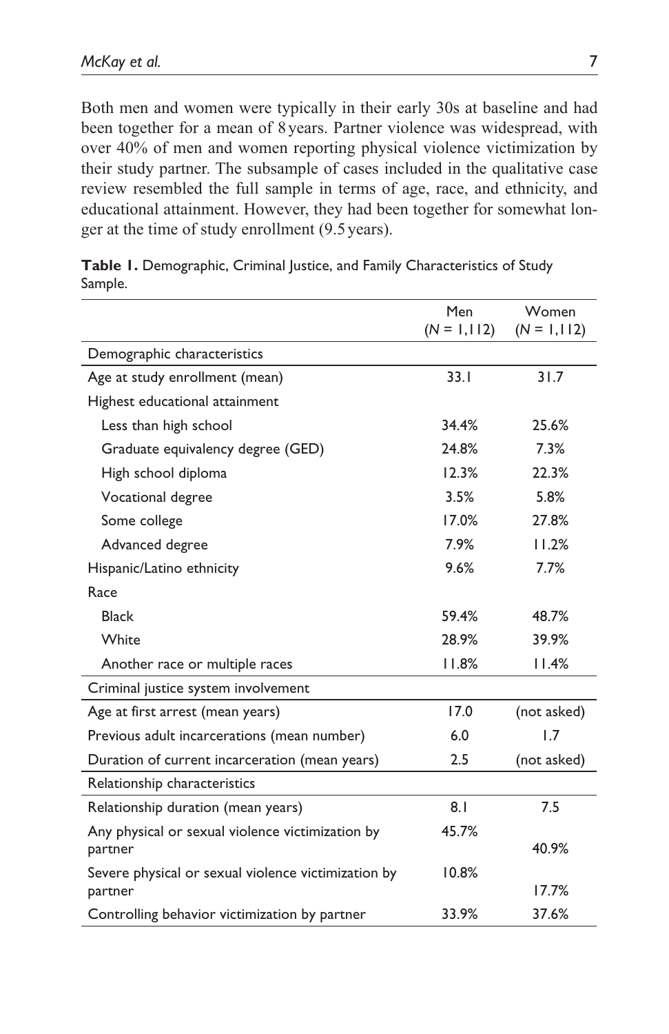Both men and women were typically in their early 30s at baseline and had been together for a mean of 8 years. Partner violence was widespread, with over 40% of men and women reporting physical violence victimization by their study partner. The subsample of cases included in the qualitative case review resembled the full sample in terms of age, race, and ethnicity, and educational attainment. However, they had been together for somewhat longer at the time of study enrollment (9.5 years).

**Table 1.** Demographic, Criminal Justice, and Family Characteristics of Study Sample.

| | Men (*N* = 1,112) | Women (*N* = 1,112) |
|---|---|---|
| Demographic characteristics | | |
| Age at study enrollment (mean) | 33.1 | 31.7 |
| Highest educational attainment | | |
| Less than high school | 34.4% | 25.6% |
| Graduate equivalency degree (GED) | 24.8% | 7.3% |
| High school diploma | 12.3% | 22.3% |
| Vocational degree | 3.5% | 5.8% |
| Some college | 17.0% | 27.8% |
| Advanced degree | 7.9% | 11.2% |
| Hispanic/Latino ethnicity | 9.6% | 7.7% |
| Race | | |
| Black | 59.4% | 48.7% |
| White | 28.9% | 39.9% |
| Another race or multiple races | 11.8% | 11.4% |
| Criminal justice system involvement | | |
| Age at first arrest (mean years) | 17.0 | (not asked) |
| Previous adult incarcerations (mean number) | 6.0 | 1.7 |
| Duration of current incarceration (mean years) | 2.5 | (not asked) |
| Relationship characteristics | | |
| Relationship duration (mean years) | 8.1 | 7.5 |
| Any physical or sexual violence victimization by partner | 45.7% | 40.9% |
| Severe physical or sexual violence victimization by partner | 10.8% | 17.7% |
| Controlling behavior victimization by partner | 33.9% | 37.6% |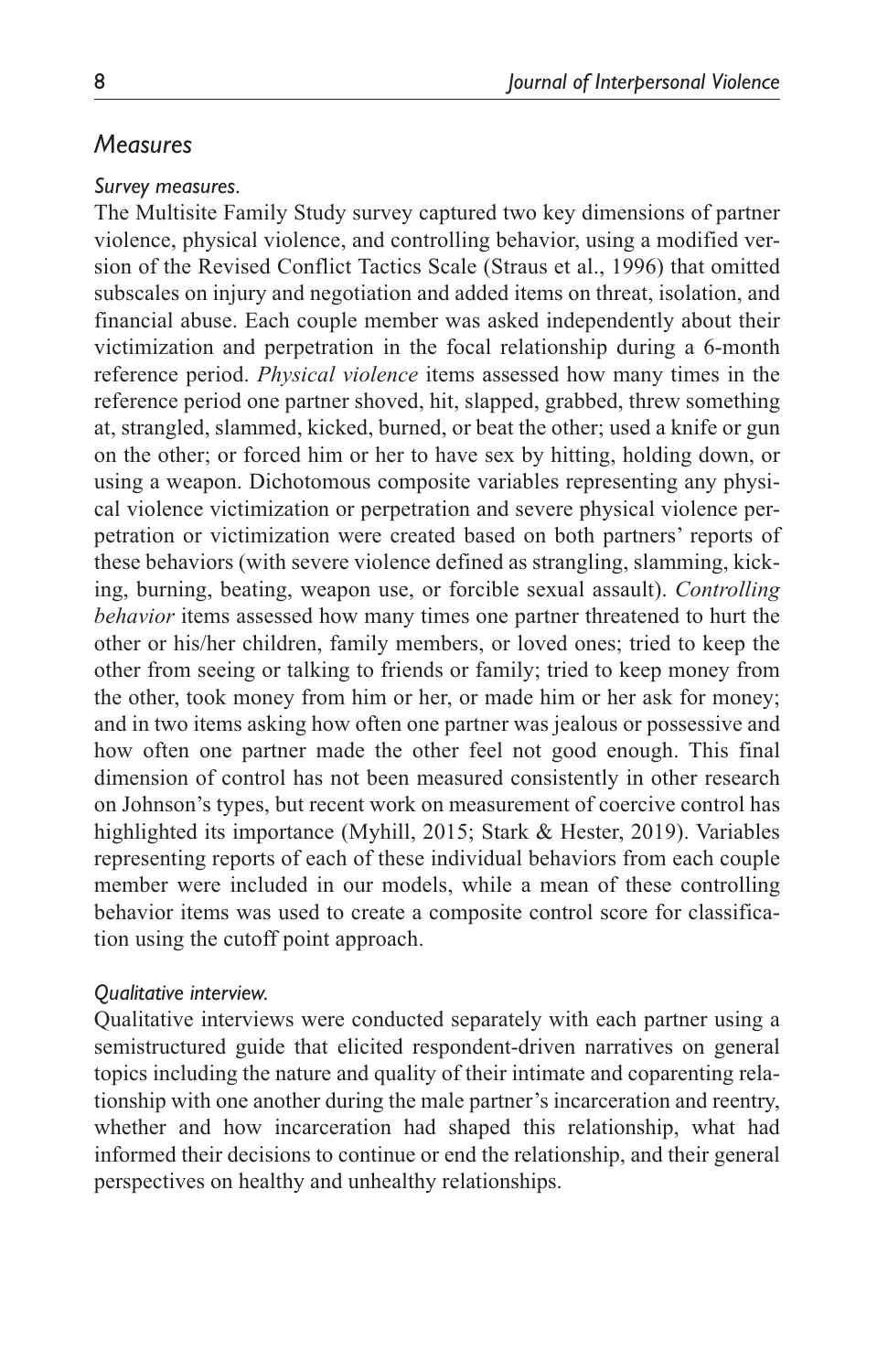## *Measures*

### *Survey measures.*

The Multisite Family Study survey captured two key dimensions of partner violence, physical violence, and controlling behavior, using a modified version of the Revised Conflict Tactics Scale (Straus et al., 1996) that omitted subscales on injury and negotiation and added items on threat, isolation, and financial abuse. Each couple member was asked independently about their victimization and perpetration in the focal relationship during a 6-month reference period. *Physical violence* items assessed how many times in the reference period one partner shoved, hit, slapped, grabbed, threw something at, strangled, slammed, kicked, burned, or beat the other; used a knife or gun on the other; or forced him or her to have sex by hitting, holding down, or using a weapon. Dichotomous composite variables representing any physical violence victimization or perpetration and severe physical violence perpetration or victimization were created based on both partners' reports of these behaviors (with severe violence defined as strangling, slamming, kicking, burning, beating, weapon use, or forcible sexual assault). *Controlling behavior* items assessed how many times one partner threatened to hurt the other or his/her children, family members, or loved ones; tried to keep the other from seeing or talking to friends or family; tried to keep money from the other, took money from him or her, or made him or her ask for money; and in two items asking how often one partner was jealous or possessive and how often one partner made the other feel not good enough. This final dimension of control has not been measured consistently in other research on Johnson's types, but recent work on measurement of coercive control has highlighted its importance (Myhill, 2015; Stark & Hester, 2019). Variables representing reports of each of these individual behaviors from each couple member were included in our models, while a mean of these controlling behavior items was used to create a composite control score for classification using the cutoff point approach.

### *Qualitative interview.*

Qualitative interviews were conducted separately with each partner using a semistructured guide that elicited respondent-driven narratives on general topics including the nature and quality of their intimate and coparenting relationship with one another during the male partner's incarceration and reentry, whether and how incarceration had shaped this relationship, what had informed their decisions to continue or end the relationship, and their general perspectives on healthy and unhealthy relationships.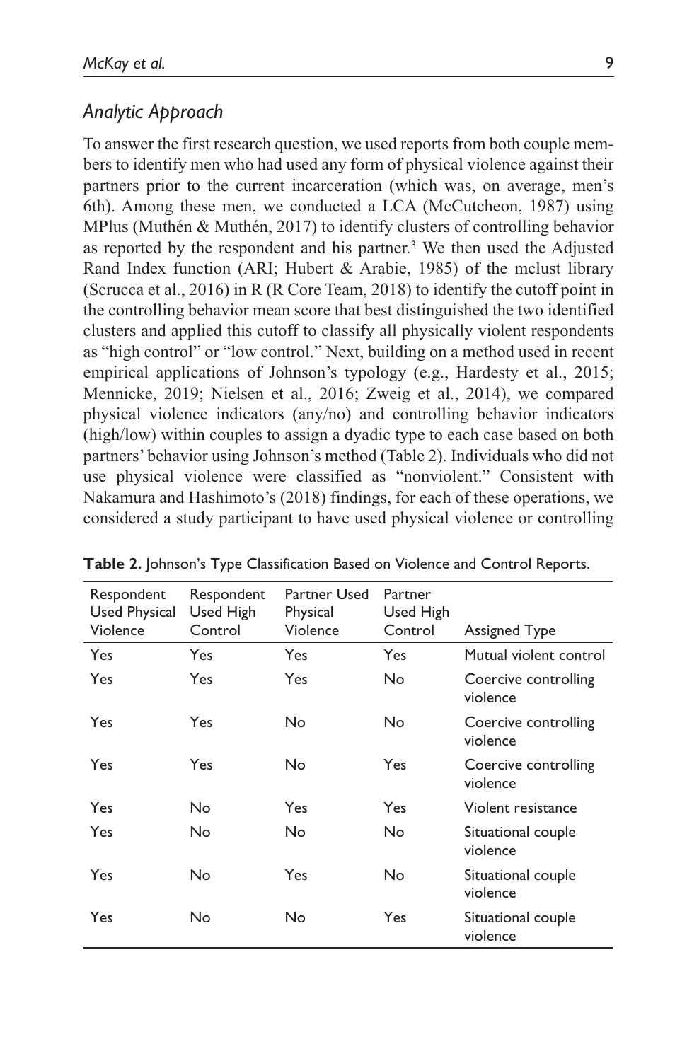## *Analytic Approach*

To answer the first research question, we used reports from both couple members to identify men who had used any form of physical violence against their partners prior to the current incarceration (which was, on average, men's 6th). Among these men, we conducted a LCA (McCutcheon, 1987) using MPlus (Muthén & Muthén, 2017) to identify clusters of controlling behavior as reported by the respondent and his partner.[3] We then used the Adjusted Rand Index function (ARI; Hubert & Arabie, 1985) of the mclust library (Scrucca et al., 2016) in R (R Core Team, 2018) to identify the cutoff point in the controlling behavior mean score that best distinguished the two identified clusters and applied this cutoff to classify all physically violent respondents as "high control" or "low control." Next, building on a method used in recent empirical applications of Johnson's typology (e.g., Hardesty et al., 2015; Mennicke, 2019; Nielsen et al., 2016; Zweig et al., 2014), we compared physical violence indicators (any/no) and controlling behavior indicators (high/low) within couples to assign a dyadic type to each case based on both partners' behavior using Johnson's method (Table 2). Individuals who did not use physical violence were classified as "nonviolent." Consistent with Nakamura and Hashimoto's (2018) findings, for each of these operations, we considered a study participant to have used physical violence or controlling

**Table 2.** Johnson's Type Classification Based on Violence and Control Reports.

| Respondent Used Physical Violence | Respondent Used High Control | Partner Used Physical Violence | Partner Used High Control | Assigned Type |
|---|---|---|---|---|
| Yes | Yes | Yes | Yes | Mutual violent control |
| Yes | Yes | Yes | No | Coercive controlling violence |
| Yes | Yes | No | No | Coercive controlling violence |
| Yes | Yes | No | Yes | Coercive controlling violence |
| Yes | No | Yes | Yes | Violent resistance |
| Yes | No | No | No | Situational couple violence |
| Yes | No | Yes | No | Situational couple violence |
| Yes | No | No | Yes | Situational couple violence |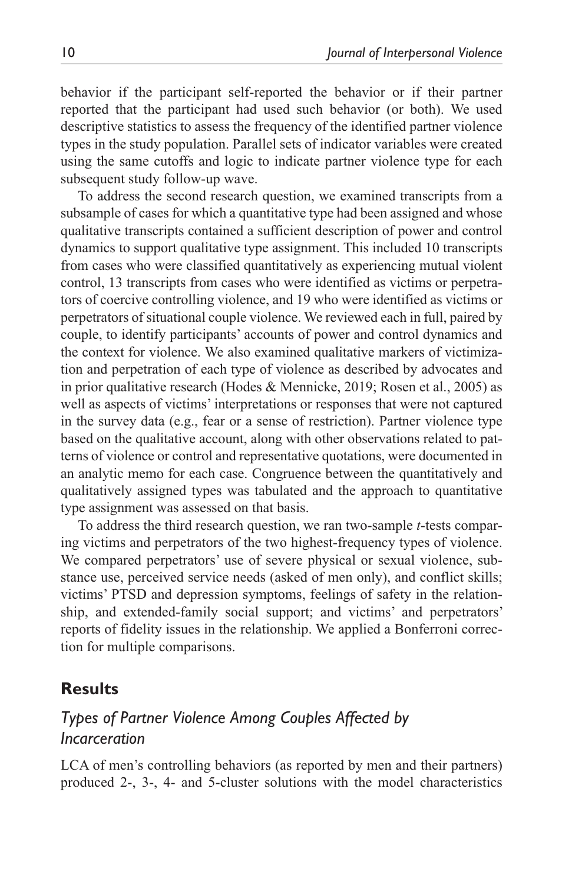behavior if the participant self-reported the behavior or if their partner reported that the participant had used such behavior (or both). We used descriptive statistics to assess the frequency of the identified partner violence types in the study population. Parallel sets of indicator variables were created using the same cutoffs and logic to indicate partner violence type for each subsequent study follow-up wave.

To address the second research question, we examined transcripts from a subsample of cases for which a quantitative type had been assigned and whose qualitative transcripts contained a sufficient description of power and control dynamics to support qualitative type assignment. This included 10 transcripts from cases who were classified quantitatively as experiencing mutual violent control, 13 transcripts from cases who were identified as victims or perpetrators of coercive controlling violence, and 19 who were identified as victims or perpetrators of situational couple violence. We reviewed each in full, paired by couple, to identify participants' accounts of power and control dynamics and the context for violence. We also examined qualitative markers of victimization and perpetration of each type of violence as described by advocates and in prior qualitative research (Hodes & Mennicke, 2019; Rosen et al., 2005) as well as aspects of victims' interpretations or responses that were not captured in the survey data (e.g., fear or a sense of restriction). Partner violence type based on the qualitative account, along with other observations related to patterns of violence or control and representative quotations, were documented in an analytic memo for each case. Congruence between the quantitatively and qualitatively assigned types was tabulated and the approach to quantitative type assignment was assessed on that basis.

To address the third research question, we ran two-sample *t*-tests comparing victims and perpetrators of the two highest-frequency types of violence. We compared perpetrators' use of severe physical or sexual violence, substance use, perceived service needs (asked of men only), and conflict skills; victims' PTSD and depression symptoms, feelings of safety in the relationship, and extended-family social support; and victims' and perpetrators' reports of fidelity issues in the relationship. We applied a Bonferroni correction for multiple comparisons.

## Results

### *Types of Partner Violence Among Couples Affected by Incarceration*

LCA of men's controlling behaviors (as reported by men and their partners) produced 2-, 3-, 4- and 5-cluster solutions with the model characteristics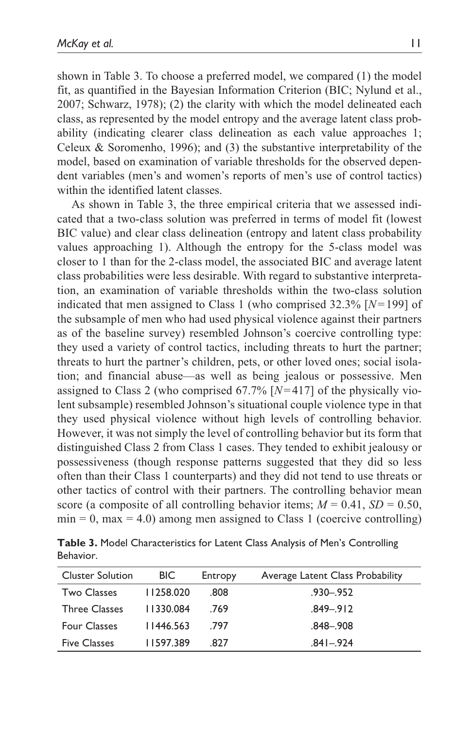shown in Table 3. To choose a preferred model, we compared (1) the model fit, as quantified in the Bayesian Information Criterion (BIC; Nylund et al., 2007; Schwarz, 1978); (2) the clarity with which the model delineated each class, as represented by the model entropy and the average latent class probability (indicating clearer class delineation as each value approaches 1; Celeux & Soromenho, 1996); and (3) the substantive interpretability of the model, based on examination of variable thresholds for the observed dependent variables (men's and women's reports of men's use of control tactics) within the identified latent classes.

As shown in Table 3, the three empirical criteria that we assessed indicated that a two-class solution was preferred in terms of model fit (lowest BIC value) and clear class delineation (entropy and latent class probability values approaching 1). Although the entropy for the 5-class model was closer to 1 than for the 2-class model, the associated BIC and average latent class probabilities were less desirable. With regard to substantive interpretation, an examination of variable thresholds within the two-class solution indicated that men assigned to Class 1 (who comprised 32.3% [$N=199$] of the subsample of men who had used physical violence against their partners as of the baseline survey) resembled Johnson's coercive controlling type: they used a variety of control tactics, including threats to hurt the partner; threats to hurt the partner's children, pets, or other loved ones; social isolation; and financial abuse—as well as being jealous or possessive. Men assigned to Class 2 (who comprised 67.7% [$N=417$] of the physically violent subsample) resembled Johnson's situational couple violence type in that they used physical violence without high levels of controlling behavior. However, it was not simply the level of controlling behavior but its form that distinguished Class 2 from Class 1 cases. They tended to exhibit jealousy or possessiveness (though response patterns suggested that they did so less often than their Class 1 counterparts) and they did not tend to use threats or other tactics of control with their partners. The controlling behavior mean score (a composite of all controlling behavior items; $M = 0.41$, $SD = 0.50$, $\min = 0$, $\max = 4.0$) among men assigned to Class 1 (coercive controlling)

**Table 3.** Model Characteristics for Latent Class Analysis of Men's Controlling Behavior.

| Cluster Solution | BIC | Entropy | Average Latent Class Probability |
|---|---|---|---|
| Two Classes | 11258.020 | .808 | .930–.952 |
| Three Classes | 11330.084 | .769 | .849–.912 |
| Four Classes | 11446.563 | .797 | .848–.908 |
| Five Classes | 11597.389 | .827 | .841–.924 |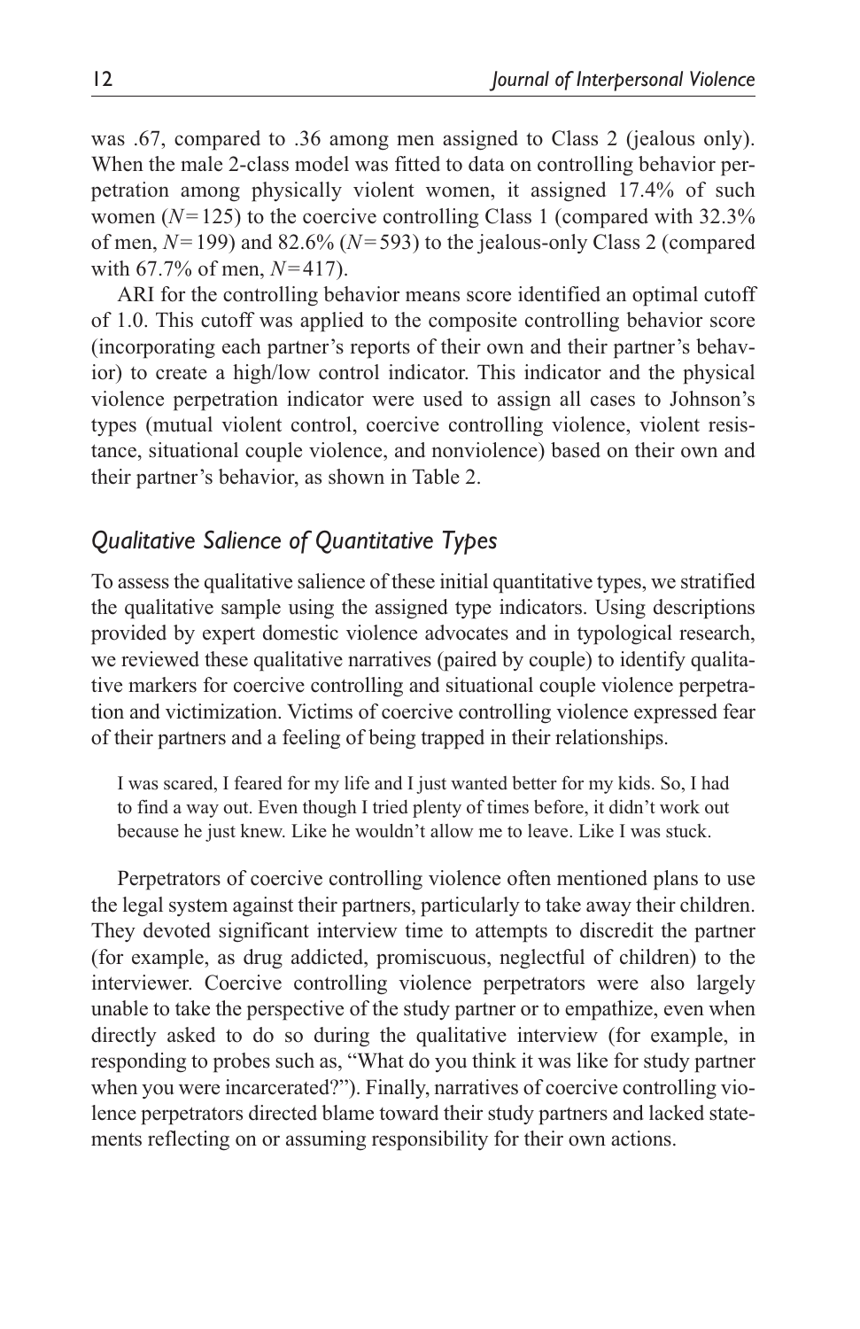was .67, compared to .36 among men assigned to Class 2 (jealous only). When the male 2-class model was fitted to data on controlling behavior perpetration among physically violent women, it assigned 17.4% of such women ($N=125$) to the coercive controlling Class 1 (compared with 32.3% of men, $N=199$) and 82.6% ($N=593$) to the jealous-only Class 2 (compared with 67.7% of men, $N=417$).

ARI for the controlling behavior means score identified an optimal cutoff of 1.0. This cutoff was applied to the composite controlling behavior score (incorporating each partner's reports of their own and their partner's behavior) to create a high/low control indicator. This indicator and the physical violence perpetration indicator were used to assign all cases to Johnson's types (mutual violent control, coercive controlling violence, violent resistance, situational couple violence, and nonviolence) based on their own and their partner's behavior, as shown in Table 2.

## *Qualitative Salience of Quantitative Types*

To assess the qualitative salience of these initial quantitative types, we stratified the qualitative sample using the assigned type indicators. Using descriptions provided by expert domestic violence advocates and in typological research, we reviewed these qualitative narratives (paired by couple) to identify qualitative markers for coercive controlling and situational couple violence perpetration and victimization. Victims of coercive controlling violence expressed fear of their partners and a feeling of being trapped in their relationships.

> I was scared, I feared for my life and I just wanted better for my kids. So, I had to find a way out. Even though I tried plenty of times before, it didn't work out because he just knew. Like he wouldn't allow me to leave. Like I was stuck.

Perpetrators of coercive controlling violence often mentioned plans to use the legal system against their partners, particularly to take away their children. They devoted significant interview time to attempts to discredit the partner (for example, as drug addicted, promiscuous, neglectful of children) to the interviewer. Coercive controlling violence perpetrators were also largely unable to take the perspective of the study partner or to empathize, even when directly asked to do so during the qualitative interview (for example, in responding to probes such as, "What do you think it was like for study partner when you were incarcerated?"). Finally, narratives of coercive controlling violence perpetrators directed blame toward their study partners and lacked statements reflecting on or assuming responsibility for their own actions.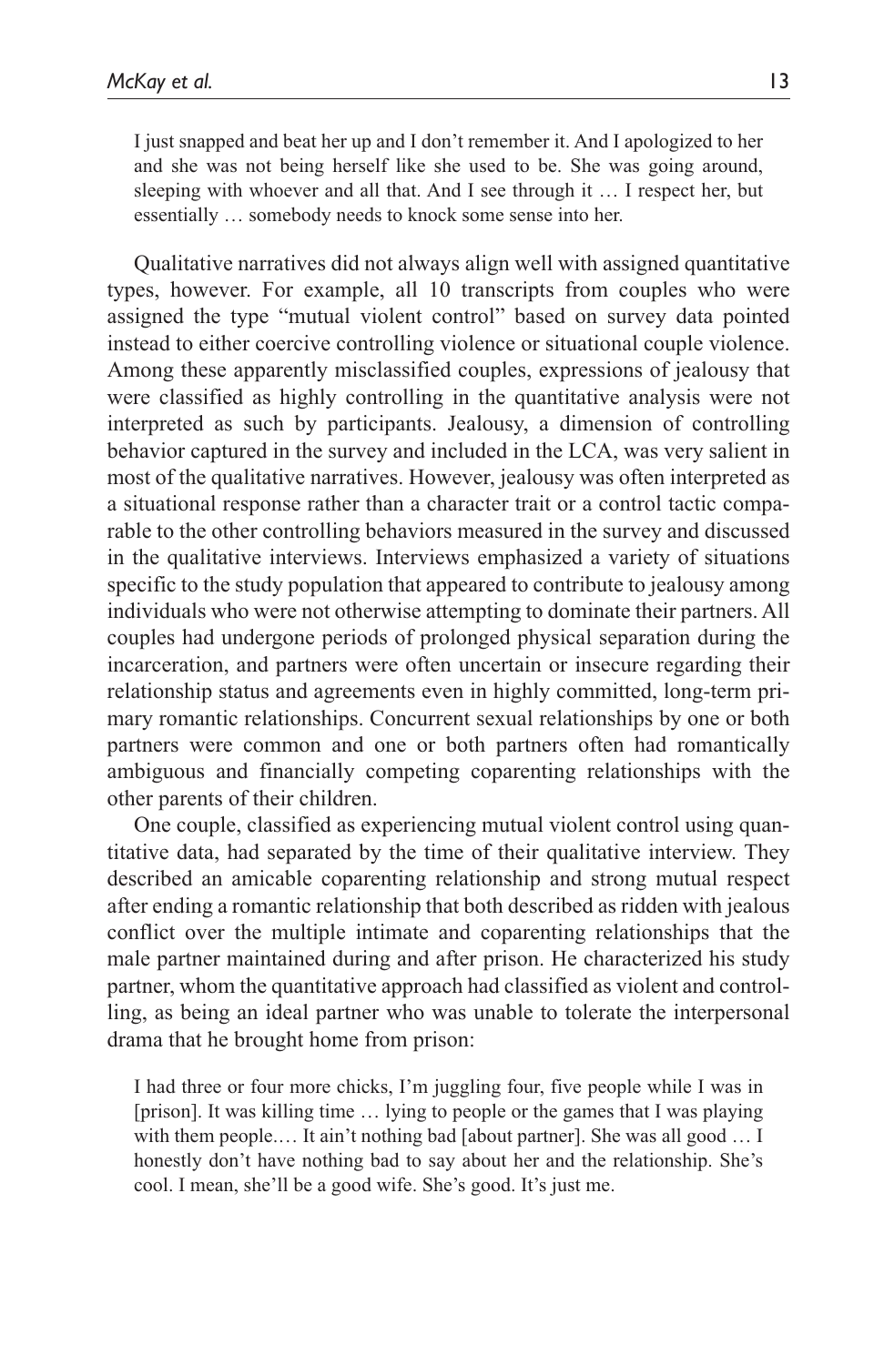> I just snapped and beat her up and I don't remember it. And I apologized to her and she was not being herself like she used to be. She was going around, sleeping with whoever and all that. And I see through it … I respect her, but essentially … somebody needs to knock some sense into her.

Qualitative narratives did not always align well with assigned quantitative types, however. For example, all 10 transcripts from couples who were assigned the type "mutual violent control" based on survey data pointed instead to either coercive controlling violence or situational couple violence. Among these apparently misclassified couples, expressions of jealousy that were classified as highly controlling in the quantitative analysis were not interpreted as such by participants. Jealousy, a dimension of controlling behavior captured in the survey and included in the LCA, was very salient in most of the qualitative narratives. However, jealousy was often interpreted as a situational response rather than a character trait or a control tactic comparable to the other controlling behaviors measured in the survey and discussed in the qualitative interviews. Interviews emphasized a variety of situations specific to the study population that appeared to contribute to jealousy among individuals who were not otherwise attempting to dominate their partners. All couples had undergone periods of prolonged physical separation during the incarceration, and partners were often uncertain or insecure regarding their relationship status and agreements even in highly committed, long-term primary romantic relationships. Concurrent sexual relationships by one or both partners were common and one or both partners often had romantically ambiguous and financially competing coparenting relationships with the other parents of their children.

One couple, classified as experiencing mutual violent control using quantitative data, had separated by the time of their qualitative interview. They described an amicable coparenting relationship and strong mutual respect after ending a romantic relationship that both described as ridden with jealous conflict over the multiple intimate and coparenting relationships that the male partner maintained during and after prison. He characterized his study partner, whom the quantitative approach had classified as violent and controlling, as being an ideal partner who was unable to tolerate the interpersonal drama that he brought home from prison:

> I had three or four more chicks, I'm juggling four, five people while I was in [prison]. It was killing time … lying to people or the games that I was playing with them people.… It ain't nothing bad [about partner]. She was all good … I honestly don't have nothing bad to say about her and the relationship. She's cool. I mean, she'll be a good wife. She's good. It's just me.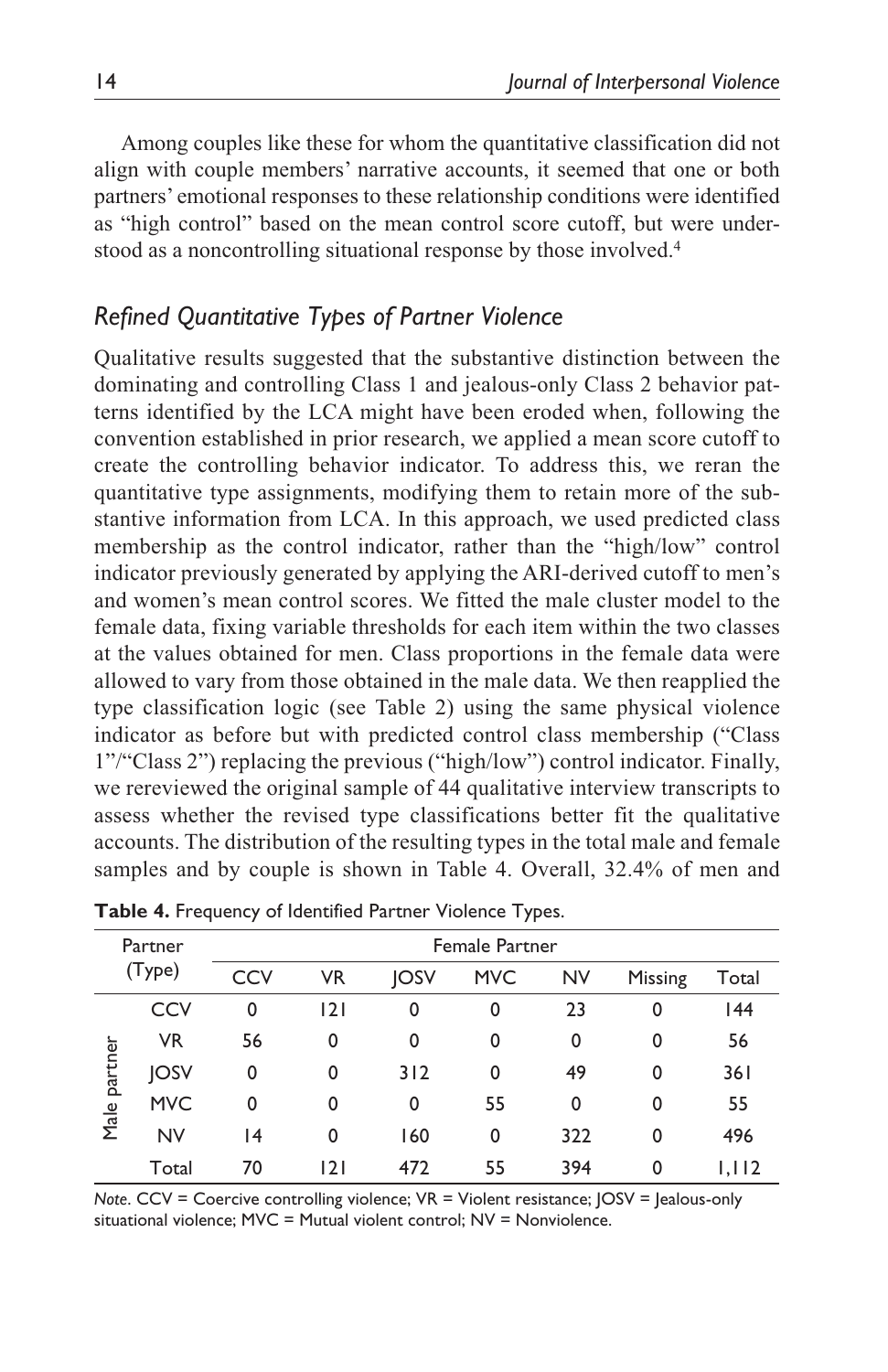Among couples like these for whom the quantitative classification did not align with couple members' narrative accounts, it seemed that one or both partners' emotional responses to these relationship conditions were identified as "high control" based on the mean control score cutoff, but were understood as a noncontrolling situational response by those involved.[4]

## *Refined Quantitative Types of Partner Violence*

Qualitative results suggested that the substantive distinction between the dominating and controlling Class 1 and jealous-only Class 2 behavior patterns identified by the LCA might have been eroded when, following the convention established in prior research, we applied a mean score cutoff to create the controlling behavior indicator. To address this, we reran the quantitative type assignments, modifying them to retain more of the substantive information from LCA. In this approach, we used predicted class membership as the control indicator, rather than the "high/low" control indicator previously generated by applying the ARI-derived cutoff to men's and women's mean control scores. We fitted the male cluster model to the female data, fixing variable thresholds for each item within the two classes at the values obtained for men. Class proportions in the female data were allowed to vary from those obtained in the male data. We then reapplied the type classification logic (see Table 2) using the same physical violence indicator as before but with predicted control class membership ("Class 1"/"Class 2") replacing the previous ("high/low") control indicator. Finally, we rereviewed the original sample of 44 qualitative interview transcripts to assess whether the revised type classifications better fit the qualitative accounts. The distribution of the resulting types in the total male and female samples and by couple is shown in Table 4. Overall, 32.4% of men and

**Table 4.** Frequency of Identified Partner Violence Types.

| Partner (Type) | | Female Partner | | | | | | |
|---|---|---|---|---|---|---|---|---|
| | | CCV | VR | JOSV | MVC | NV | Missing | Total |
| Male partner | CCV | 0 | 121 | 0 | 0 | 23 | 0 | 144 |
| | VR | 56 | 0 | 0 | 0 | 0 | 0 | 56 |
| | JOSV | 0 | 0 | 312 | 0 | 49 | 0 | 361 |
| | MVC | 0 | 0 | 0 | 55 | 0 | 0 | 55 |
| | NV | 14 | 0 | 160 | 0 | 322 | 0 | 496 |
| | Total | 70 | 121 | 472 | 55 | 394 | 0 | 1,112 |

*Note*. CCV = Coercive controlling violence; VR = Violent resistance; JOSV = Jealous-only situational violence; MVC = Mutual violent control; NV = Nonviolence.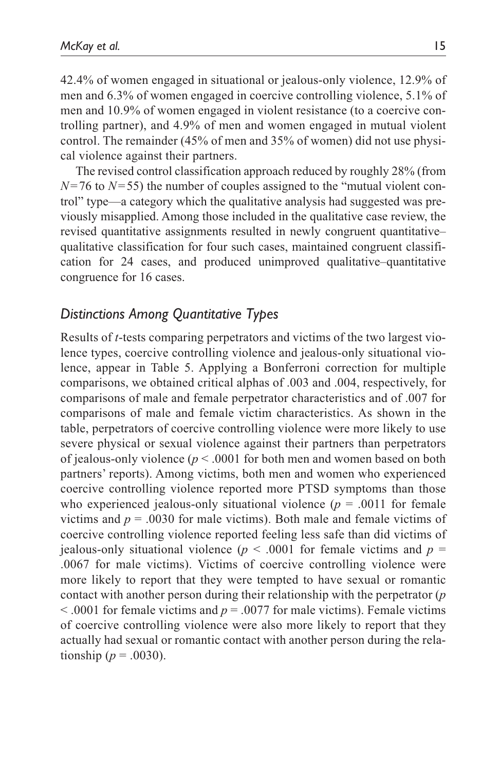42.4% of women engaged in situational or jealous-only violence, 12.9% of men and 6.3% of women engaged in coercive controlling violence, 5.1% of men and 10.9% of women engaged in violent resistance (to a coercive controlling partner), and 4.9% of men and women engaged in mutual violent control. The remainder (45% of men and 35% of women) did not use physical violence against their partners.

The revised control classification approach reduced by roughly 28% (from $N = 76$ to $N = 55$) the number of couples assigned to the "mutual violent control" type—a category which the qualitative analysis had suggested was previously misapplied. Among those included in the qualitative case review, the revised quantitative assignments resulted in newly congruent quantitative–qualitative classification for four such cases, maintained congruent classification for 24 cases, and produced unimproved qualitative–quantitative congruence for 16 cases.

### *Distinctions Among Quantitative Types*

Results of *t*-tests comparing perpetrators and victims of the two largest violence types, coercive controlling violence and jealous-only situational violence, appear in Table 5. Applying a Bonferroni correction for multiple comparisons, we obtained critical alphas of .003 and .004, respectively, for comparisons of male and female perpetrator characteristics and of .007 for comparisons of male and female victim characteristics. As shown in the table, perpetrators of coercive controlling violence were more likely to use severe physical or sexual violence against their partners than perpetrators of jealous-only violence ($p < .0001$ for both men and women based on both partners' reports). Among victims, both men and women who experienced coercive controlling violence reported more PTSD symptoms than those who experienced jealous-only situational violence ($p = .0011$ for female victims and $p = .0030$ for male victims). Both male and female victims of coercive controlling violence reported feeling less safe than did victims of jealous-only situational violence ($p < .0001$ for female victims and $p = .0067$ for male victims). Victims of coercive controlling violence were more likely to report that they were tempted to have sexual or romantic contact with another person during their relationship with the perpetrator ($p < .0001$ for female victims and $p = .0077$ for male victims). Female victims of coercive controlling violence were also more likely to report that they actually had sexual or romantic contact with another person during the relationship ($p = .0030$).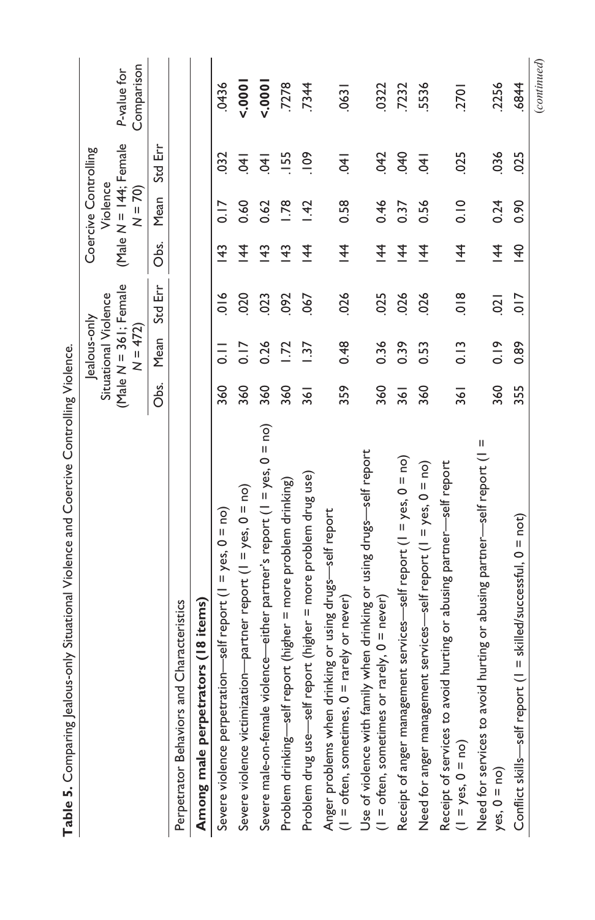**Table 5.** Comparing Jealous-only Situational Violence and Coercive Controlling Violence.

| | Jealous-only Situational Violence (Male N = 361; Female N = 472) | | | Coercive Controlling Violence (Male N = 144; Female N = 70) | | | P-value for Comparison |
|---|---|---|---|---|---|---|---|
| | Obs. | Mean | Std Err | Obs. | Mean | Std Err | |
| Perpetrator Behaviors and Characteristics | | | | | | | |
| **Among male perpetrators (18 items)** | | | | | | | |
| Severe violence perpetration—self report (1 = yes, 0 = no) | 360 | 0.11 | .016 | 143 | 0.17 | .032 | .0436 |
| Severe violence victimization—partner report (1 = yes, 0 = no) | 360 | 0.17 | .020 | 144 | 0.60 | .041 | **<.0001** |
| Severe male-on-female violence—either partner's report (1 = yes, 0 = no) | 360 | 0.26 | .023 | 143 | 0.62 | .041 | **<.0001** |
| Problem drinking—self report (higher = more problem drinking) | 360 | 1.72 | .092 | 143 | 1.78 | .155 | .7278 |
| Problem drug use—self report (higher = more problem drug use) | 361 | 1.37 | .067 | 144 | 1.42 | .109 | .7344 |
| Anger problems when drinking or using drugs—self report (1 = often, sometimes, 0 = rarely or never) | 359 | 0.48 | .026 | 144 | 0.58 | .041 | .0631 |
| Use of violence with family when drinking or using drugs—self report (1 = often, sometimes or rarely, 0 = never) | 360 | 0.36 | .025 | 144 | 0.46 | .042 | .0322 |
| Receipt of anger management services—self report (1 = yes, 0 = no) | 361 | 0.39 | .026 | 144 | 0.37 | .040 | .7232 |
| Need for anger management services—self report (1 = yes, 0 = no) | 360 | 0.53 | .026 | 144 | 0.56 | .041 | .5536 |
| Receipt of services to avoid hurting or abusing partner—self report (1 = yes, 0 = no) | 361 | 0.13 | .018 | 144 | 0.10 | .025 | .2701 |
| Need for services to avoid hurting or abusing partner—self report (1 = yes, 0 = no) | 360 | 0.19 | .021 | 144 | 0.24 | .036 | .2256 |
| Conflict skills—self report (1 = skilled/successful, 0 = not) | 355 | 0.89 | .017 | 140 | 0.90 | .025 | .6844 |

(*continued*)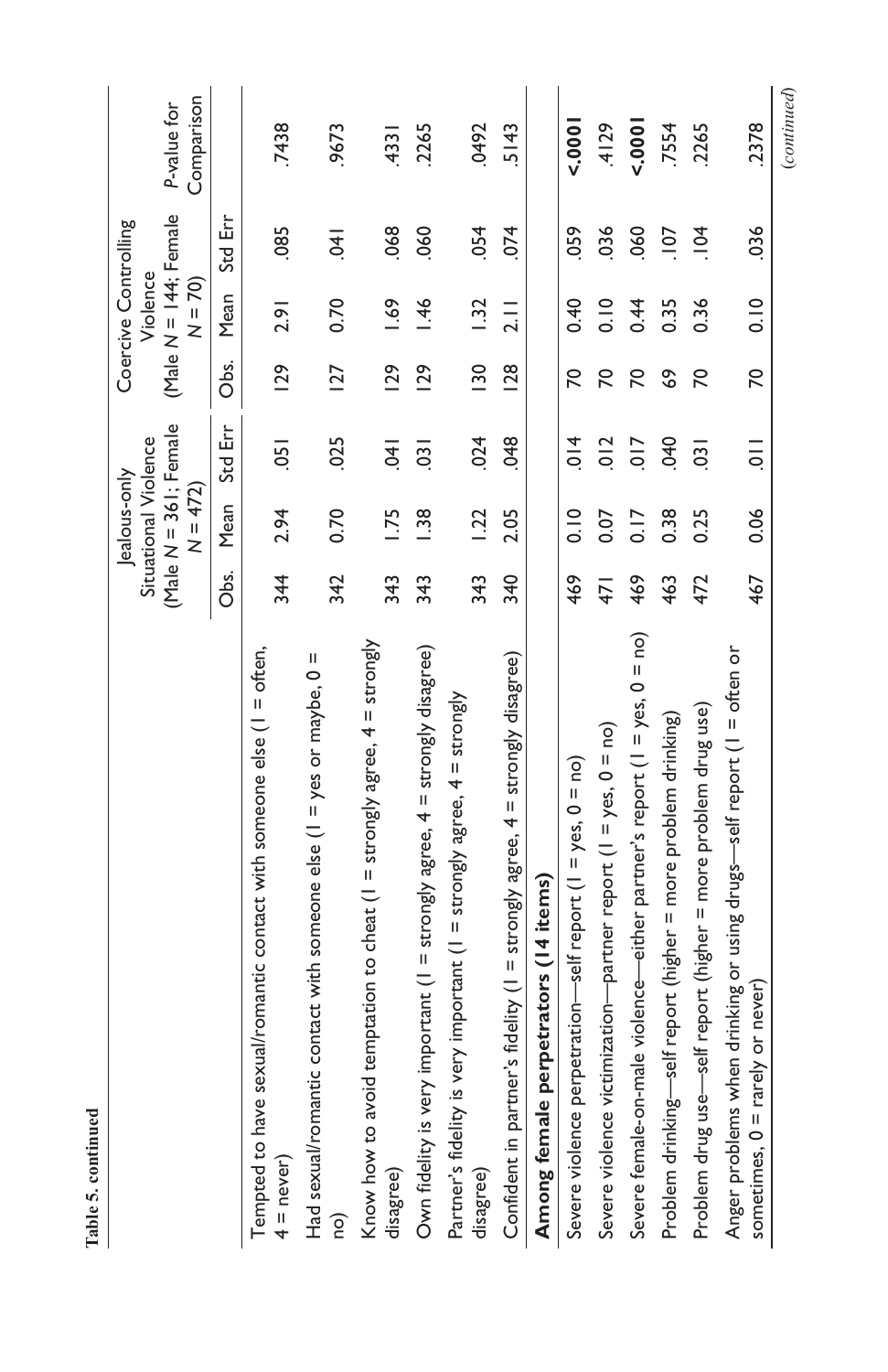**Table 5. continued**

| | Jealous-only Situational Violence (Male $N$ = 361; Female $N$ = 472) | | | Coercive Controlling Violence (Male $N$ = 144; Female $N$ = 70) | | | $P$-value for Comparison |
|---|---|---|---|---|---|---|---|
| | Obs. | Mean | Std Err | Obs. | Mean | Std Err | |
| Tempted to have sexual/romantic contact with someone else (1 = often, 4 = never) | 344 | 2.94 | .051 | 129 | 2.91 | .085 | .7438 |
| Had sexual/romantic contact with someone else (1 = yes or maybe, 0 = no) | 342 | 0.70 | .025 | 127 | 0.70 | .041 | .9673 |
| Know how to avoid temptation to cheat (1 = strongly agree, 4 = strongly disagree) | 343 | 1.75 | .041 | 129 | 1.69 | .068 | .4331 |
| Own fidelity is very important (1 = strongly agree, 4 = strongly disagree) | 343 | 1.38 | .031 | 129 | 1.46 | .060 | .2265 |
| Partner's fidelity is very important (1 = strongly agree, 4 = strongly disagree) | 343 | 1.22 | .024 | 130 | 1.32 | .054 | .0492 |
| Confident in partner's fidelity (1 = strongly agree, 4 = strongly disagree) | 340 | 2.05 | .048 | 128 | 2.11 | .074 | .5143 |
| **Among female perpetrators (14 items)** | | | | | | | |
| Severe violence perpetration—self report (1 = yes, 0 = no) | 469 | 0.10 | .014 | 70 | 0.40 | .059 | **<.0001** |
| Severe violence victimization—partner report (1 = yes, 0 = no) | 471 | 0.07 | .012 | 70 | 0.10 | .036 | .4129 |
| Severe female-on-male violence—either partner's report (1 = yes, 0 = no) | 469 | 0.17 | .017 | 70 | 0.44 | .060 | **<.0001** |
| Problem drinking—self report (higher = more problem drinking) | 463 | 0.38 | .040 | 69 | 0.35 | .107 | .7554 |
| Problem drug use—self report (higher = more problem drug use) | 472 | 0.25 | .031 | 70 | 0.36 | .104 | .2265 |
| Anger problems when drinking or using drugs—self report (1 = often or sometimes, 0 = rarely or never) | 467 | 0.06 | .011 | 70 | 0.10 | .036 | .2378 |

(continued)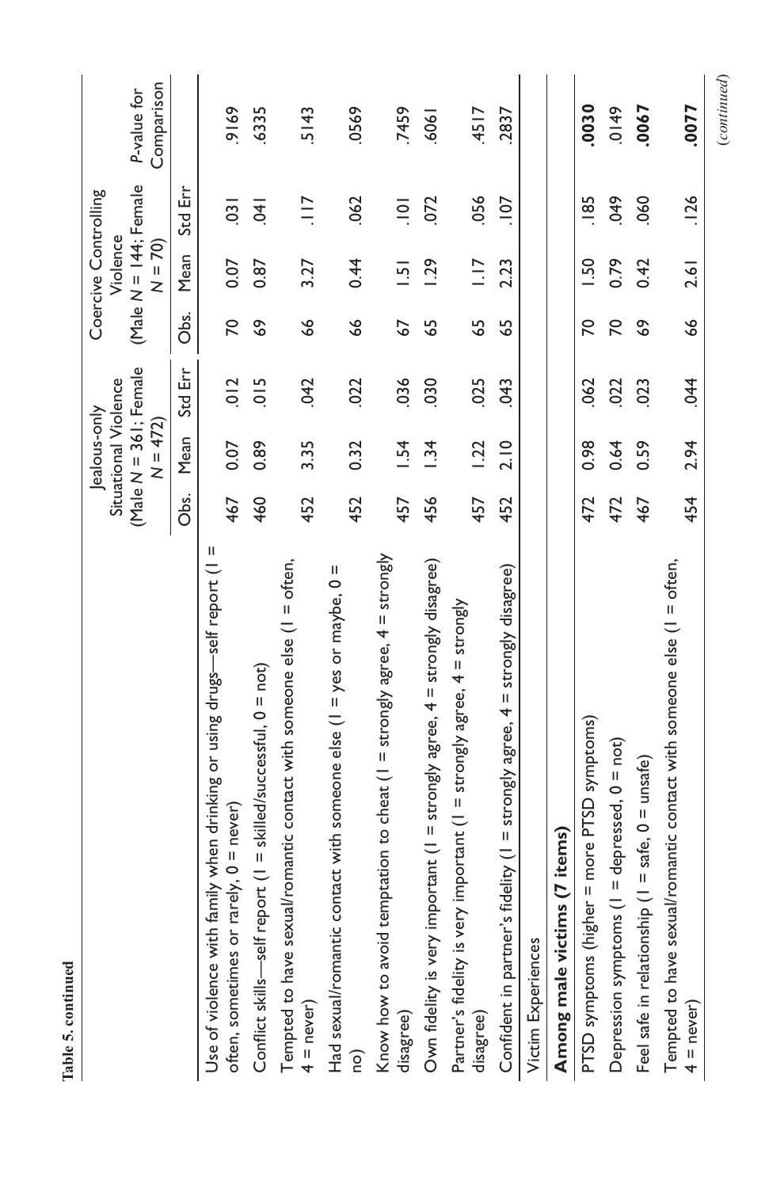**Table 5. continued**

| | Jealous-only Situational Violence (Male N = 361; Female N = 472) | | | Coercive Controlling Violence (Male N = 144; Female N = 70) | | | P-value for Comparison |
|---|---|---|---|---|---|---|---|
| | Obs. | Mean | Std Err | Obs. | Mean | Std Err | |
| Use of violence with family when drinking or using drugs—self report (1 = often, sometimes or rarely, 0 = never) | 467 | 0.07 | .012 | 70 | 0.07 | .031 | .9169 |
| Conflict skills—self report (1 = skilled/successful, 0 = not) | 460 | 0.89 | .015 | 69 | 0.87 | .041 | .6335 |
| Tempted to have sexual/romantic contact with someone else (1 = often, 4 = never) | 452 | 3.35 | .042 | 66 | 3.27 | .117 | .5143 |
| Had sexual/romantic contact with someone else (1 = yes or maybe, 0 = no) | 452 | 0.32 | .022 | 66 | 0.44 | .062 | .0569 |
| Know how to avoid temptation to cheat (1 = strongly agree, 4 = strongly disagree) | 457 | 1.54 | .036 | 67 | 1.51 | .101 | .7459 |
| Own fidelity is very important (1 = strongly agree, 4 = strongly disagree) | 456 | 1.34 | .030 | 65 | 1.29 | .072 | .6061 |
| Partner's fidelity is very important (1 = strongly agree, 4 = strongly disagree) | 457 | 1.22 | .025 | 65 | 1.17 | .056 | .4517 |
| Confident in partner's fidelity (1 = strongly agree, 4 = strongly disagree) | 452 | 2.10 | .043 | 65 | 2.23 | .107 | .2837 |
| Victim Experiences | | | | | | | |
| **Among male victims (7 items)** | | | | | | | |
| PTSD symptoms (higher = more PTSD symptoms) | 472 | 0.98 | .062 | 70 | 1.50 | .185 | **.0030** |
| Depression symptoms (1 = depressed, 0 = not) | 472 | 0.64 | .022 | 70 | 0.79 | .049 | .0149 |
| Feel safe in relationship (1 = safe, 0 = unsafe) | 467 | 0.59 | .023 | 69 | 0.42 | .060 | **.0067** |
| Tempted to have sexual/romantic contact with someone else (1 = often, 4 = never) | 454 | 2.94 | .044 | 66 | 2.61 | .126 | **.0077** |

(*continued*)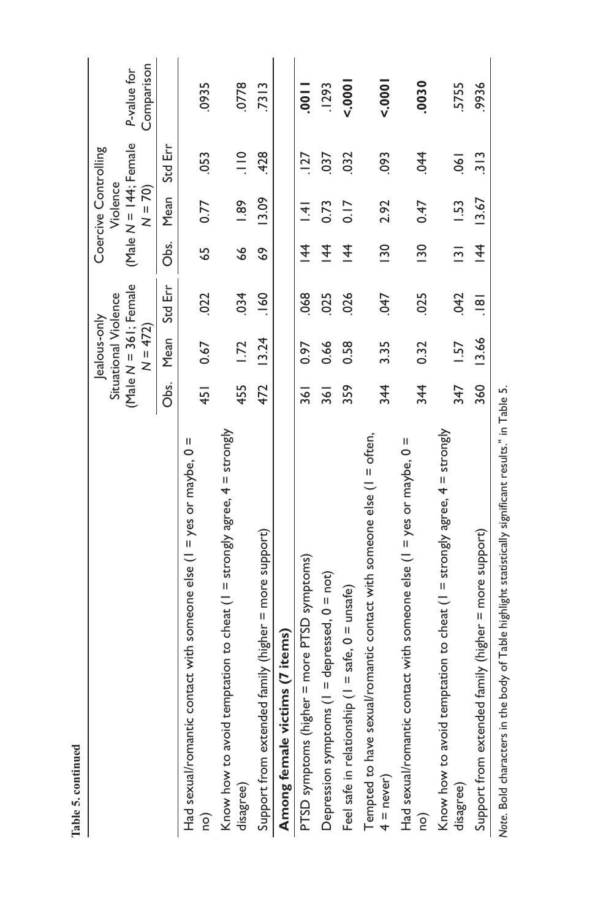**Table 5. continued**

| | Jealous-only Situational Violence (Male $N$ = 361; Female $N$ = 472) | | | Coercive Controlling Violence (Male $N$ = 144; Female $N$ = 70) | | | $P$-value for Comparison |
|---|---|---|---|---|---|---|---|
| | Obs. | Mean | Std Err | Obs. | Mean | Std Err | |
| Had sexual/romantic contact with someone else (1 = yes or maybe, 0 = no) | 451 | 0.67 | .022 | 65 | 0.77 | .053 | .0935 |
| Know how to avoid temptation to cheat (1 = strongly agree, 4 = strongly disagree) | 455 | 1.72 | .034 | 66 | 1.89 | .110 | .0778 |
| Support from extended family (higher = more support) | 472 | 13.24 | .160 | 69 | 13.09 | .428 | .7313 |
| **Among female victims (7 items)** | | | | | | | |
| PTSD symptoms (higher = more PTSD symptoms) | 361 | 0.97 | .068 | 144 | 1.41 | .127 | **.0011** |
| Depression symptoms (1 = depressed, 0 = not) | 361 | 0.66 | .025 | 144 | 0.73 | .037 | .1293 |
| Feel safe in relationship (1 = safe, 0 = unsafe) | 359 | 0.58 | .026 | 144 | 0.17 | .032 | **<.0001** |
| Tempted to have sexual/romantic contact with someone else (1 = often, 4 = never) | 344 | 3.35 | .047 | 130 | 2.92 | .093 | **<.0001** |
| Had sexual/romantic contact with someone else (1 = yes or maybe, 0 = no) | 344 | 0.32 | .025 | 130 | 0.47 | .044 | **.0030** |
| Know how to avoid temptation to cheat (1 = strongly agree, 4 = strongly disagree) | 347 | 1.57 | .042 | 131 | 1.53 | .061 | .5755 |
| Support from extended family (higher = more support) | 360 | 13.66 | .181 | 144 | 13.67 | .313 | .9936 |

*Note*. Bold characters in the body of Table highlight statistically significant results." in Table 5.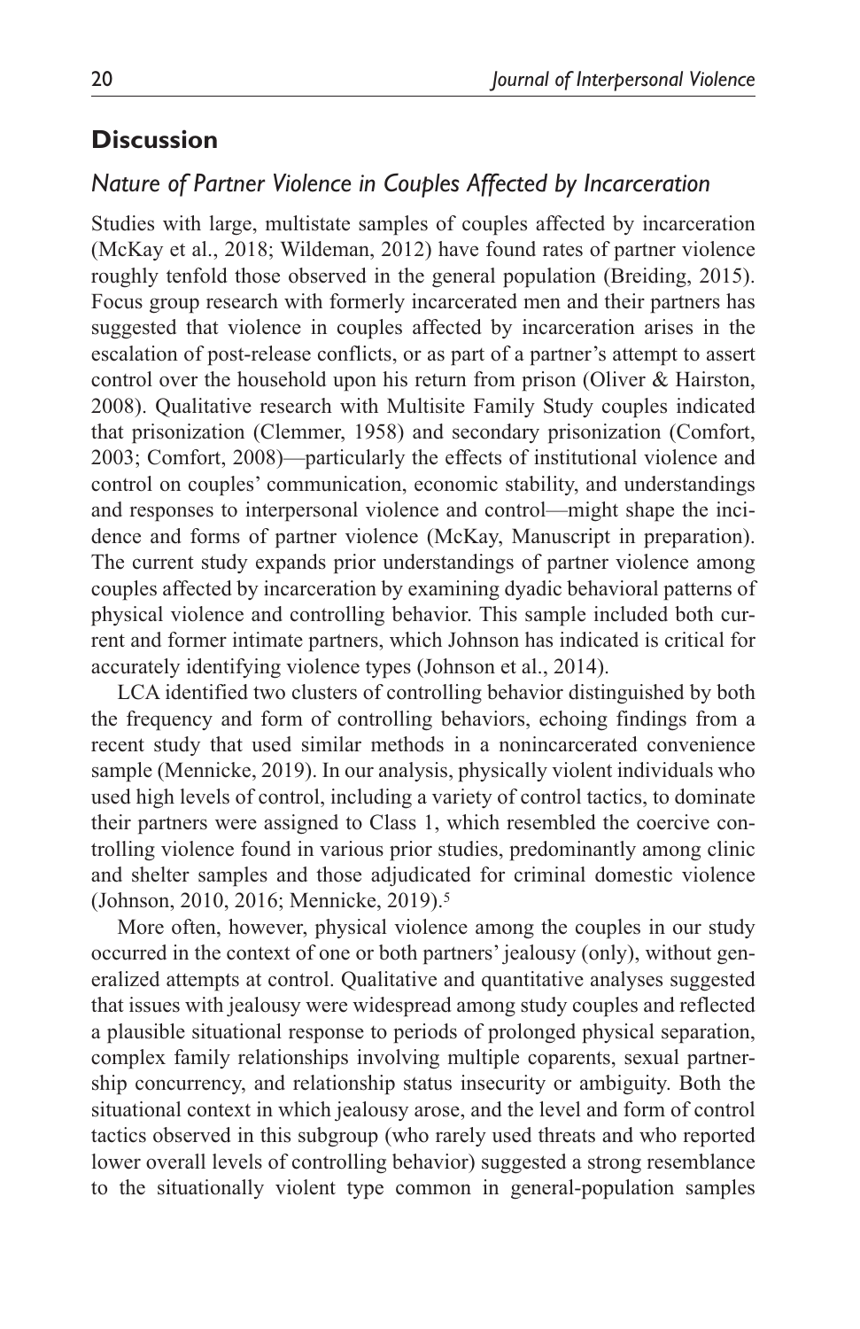## Discussion

### *Nature of Partner Violence in Couples Affected by Incarceration*

Studies with large, multistate samples of couples affected by incarceration (McKay et al., 2018; Wildeman, 2012) have found rates of partner violence roughly tenfold those observed in the general population (Breiding, 2015). Focus group research with formerly incarcerated men and their partners has suggested that violence in couples affected by incarceration arises in the escalation of post-release conflicts, or as part of a partner's attempt to assert control over the household upon his return from prison (Oliver & Hairston, 2008). Qualitative research with Multisite Family Study couples indicated that prisonization (Clemmer, 1958) and secondary prisonization (Comfort, 2003; Comfort, 2008)—particularly the effects of institutional violence and control on couples' communication, economic stability, and understandings and responses to interpersonal violence and control—might shape the incidence and forms of partner violence (McKay, Manuscript in preparation). The current study expands prior understandings of partner violence among couples affected by incarceration by examining dyadic behavioral patterns of physical violence and controlling behavior. This sample included both current and former intimate partners, which Johnson has indicated is critical for accurately identifying violence types (Johnson et al., 2014).

LCA identified two clusters of controlling behavior distinguished by both the frequency and form of controlling behaviors, echoing findings from a recent study that used similar methods in a nonincarcerated convenience sample (Mennicke, 2019). In our analysis, physically violent individuals who used high levels of control, including a variety of control tactics, to dominate their partners were assigned to Class 1, which resembled the coercive controlling violence found in various prior studies, predominantly among clinic and shelter samples and those adjudicated for criminal domestic violence (Johnson, 2010, 2016; Mennicke, 2019).[5]

More often, however, physical violence among the couples in our study occurred in the context of one or both partners' jealousy (only), without generalized attempts at control. Qualitative and quantitative analyses suggested that issues with jealousy were widespread among study couples and reflected a plausible situational response to periods of prolonged physical separation, complex family relationships involving multiple coparents, sexual partnership concurrency, and relationship status insecurity or ambiguity. Both the situational context in which jealousy arose, and the level and form of control tactics observed in this subgroup (who rarely used threats and who reported lower overall levels of controlling behavior) suggested a strong resemblance to the situationally violent type common in general-population samples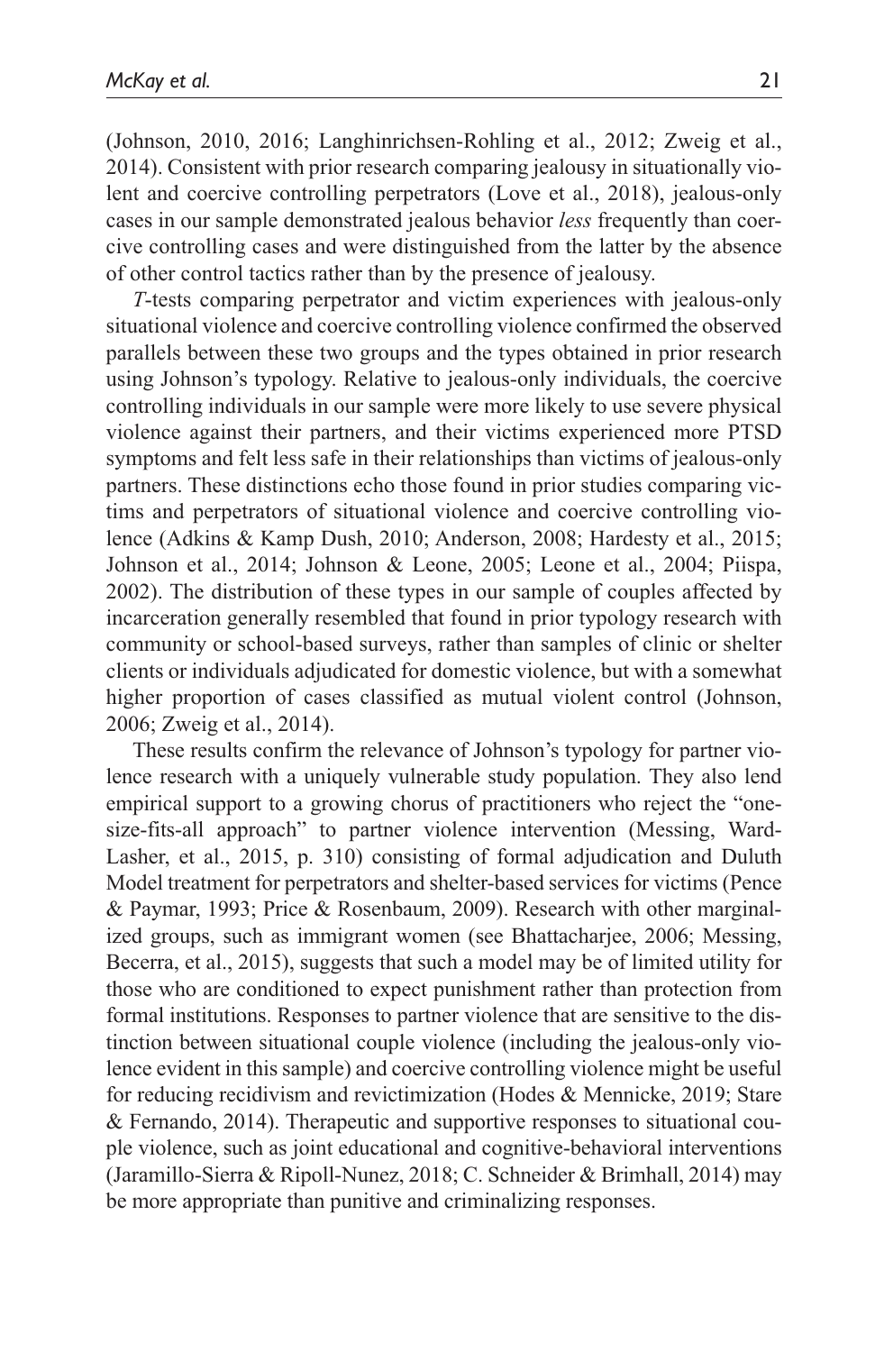(Johnson, 2010, 2016; Langhinrichsen-Rohling et al., 2012; Zweig et al., 2014). Consistent with prior research comparing jealousy in situationally violent and coercive controlling perpetrators (Love et al., 2018), jealous-only cases in our sample demonstrated jealous behavior *less* frequently than coercive controlling cases and were distinguished from the latter by the absence of other control tactics rather than by the presence of jealousy.

*T*-tests comparing perpetrator and victim experiences with jealous-only situational violence and coercive controlling violence confirmed the observed parallels between these two groups and the types obtained in prior research using Johnson's typology. Relative to jealous-only individuals, the coercive controlling individuals in our sample were more likely to use severe physical violence against their partners, and their victims experienced more PTSD symptoms and felt less safe in their relationships than victims of jealous-only partners. These distinctions echo those found in prior studies comparing victims and perpetrators of situational violence and coercive controlling violence (Adkins & Kamp Dush, 2010; Anderson, 2008; Hardesty et al., 2015; Johnson et al., 2014; Johnson & Leone, 2005; Leone et al., 2004; Piispa, 2002). The distribution of these types in our sample of couples affected by incarceration generally resembled that found in prior typology research with community or school-based surveys, rather than samples of clinic or shelter clients or individuals adjudicated for domestic violence, but with a somewhat higher proportion of cases classified as mutual violent control (Johnson, 2006; Zweig et al., 2014).

These results confirm the relevance of Johnson's typology for partner violence research with a uniquely vulnerable study population. They also lend empirical support to a growing chorus of practitioners who reject the "one-size-fits-all approach" to partner violence intervention (Messing, Ward-Lasher, et al., 2015, p. 310) consisting of formal adjudication and Duluth Model treatment for perpetrators and shelter-based services for victims (Pence & Paymar, 1993; Price & Rosenbaum, 2009). Research with other marginalized groups, such as immigrant women (see Bhattacharjee, 2006; Messing, Becerra, et al., 2015), suggests that such a model may be of limited utility for those who are conditioned to expect punishment rather than protection from formal institutions. Responses to partner violence that are sensitive to the distinction between situational couple violence (including the jealous-only violence evident in this sample) and coercive controlling violence might be useful for reducing recidivism and revictimization (Hodes & Mennicke, 2019; Stare & Fernando, 2014). Therapeutic and supportive responses to situational couple violence, such as joint educational and cognitive-behavioral interventions (Jaramillo-Sierra & Ripoll-Nunez, 2018; C. Schneider & Brimhall, 2014) may be more appropriate than punitive and criminalizing responses.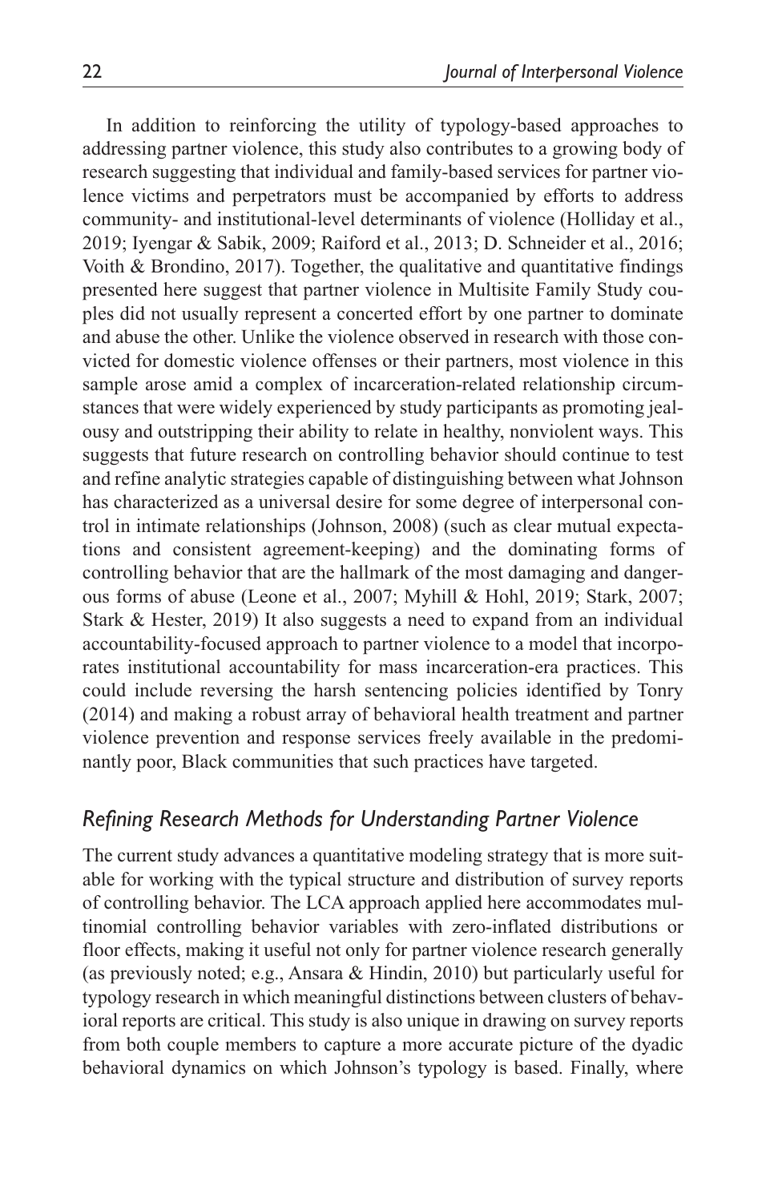In addition to reinforcing the utility of typology-based approaches to addressing partner violence, this study also contributes to a growing body of research suggesting that individual and family-based services for partner violence victims and perpetrators must be accompanied by efforts to address community- and institutional-level determinants of violence (Holliday et al., 2019; Iyengar & Sabik, 2009; Raiford et al., 2013; D. Schneider et al., 2016; Voith & Brondino, 2017). Together, the qualitative and quantitative findings presented here suggest that partner violence in Multisite Family Study couples did not usually represent a concerted effort by one partner to dominate and abuse the other. Unlike the violence observed in research with those convicted for domestic violence offenses or their partners, most violence in this sample arose amid a complex of incarceration-related relationship circumstances that were widely experienced by study participants as promoting jealousy and outstripping their ability to relate in healthy, nonviolent ways. This suggests that future research on controlling behavior should continue to test and refine analytic strategies capable of distinguishing between what Johnson has characterized as a universal desire for some degree of interpersonal control in intimate relationships (Johnson, 2008) (such as clear mutual expectations and consistent agreement-keeping) and the dominating forms of controlling behavior that are the hallmark of the most damaging and dangerous forms of abuse (Leone et al., 2007; Myhill & Hohl, 2019; Stark, 2007; Stark & Hester, 2019) It also suggests a need to expand from an individual accountability-focused approach to partner violence to a model that incorporates institutional accountability for mass incarceration-era practices. This could include reversing the harsh sentencing policies identified by Tonry (2014) and making a robust array of behavioral health treatment and partner violence prevention and response services freely available in the predominantly poor, Black communities that such practices have targeted.

## *Refining Research Methods for Understanding Partner Violence*

The current study advances a quantitative modeling strategy that is more suitable for working with the typical structure and distribution of survey reports of controlling behavior. The LCA approach applied here accommodates multinomial controlling behavior variables with zero-inflated distributions or floor effects, making it useful not only for partner violence research generally (as previously noted; e.g., Ansara & Hindin, 2010) but particularly useful for typology research in which meaningful distinctions between clusters of behavioral reports are critical. This study is also unique in drawing on survey reports from both couple members to capture a more accurate picture of the dyadic behavioral dynamics on which Johnson's typology is based. Finally, where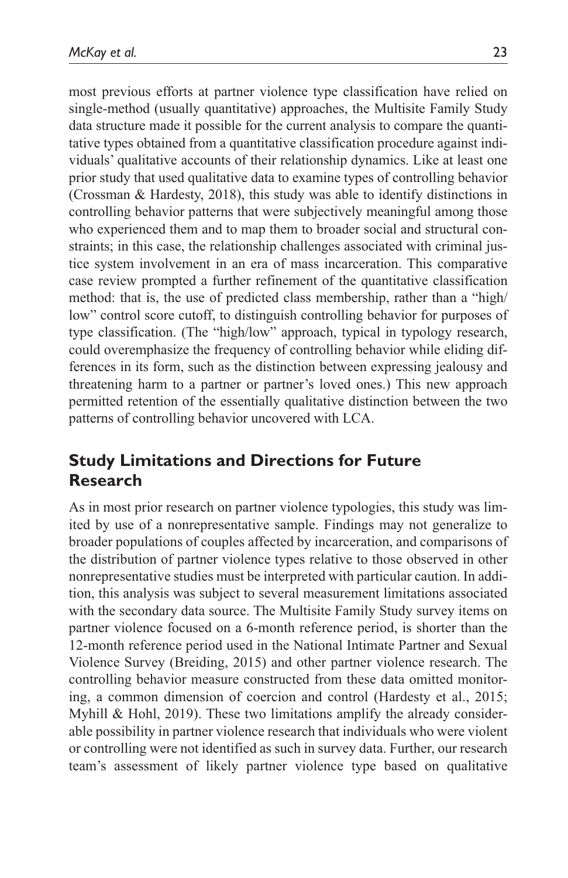most previous efforts at partner violence type classification have relied on single-method (usually quantitative) approaches, the Multisite Family Study data structure made it possible for the current analysis to compare the quantitative types obtained from a quantitative classification procedure against individuals' qualitative accounts of their relationship dynamics. Like at least one prior study that used qualitative data to examine types of controlling behavior (Crossman & Hardesty, 2018), this study was able to identify distinctions in controlling behavior patterns that were subjectively meaningful among those who experienced them and to map them to broader social and structural constraints; in this case, the relationship challenges associated with criminal justice system involvement in an era of mass incarceration. This comparative case review prompted a further refinement of the quantitative classification method: that is, the use of predicted class membership, rather than a "high/low" control score cutoff, to distinguish controlling behavior for purposes of type classification. (The "high/low" approach, typical in typology research, could overemphasize the frequency of controlling behavior while eliding differences in its form, such as the distinction between expressing jealousy and threatening harm to a partner or partner's loved ones.) This new approach permitted retention of the essentially qualitative distinction between the two patterns of controlling behavior uncovered with LCA.

## Study Limitations and Directions for Future Research

As in most prior research on partner violence typologies, this study was limited by use of a nonrepresentative sample. Findings may not generalize to broader populations of couples affected by incarceration, and comparisons of the distribution of partner violence types relative to those observed in other nonrepresentative studies must be interpreted with particular caution. In addition, this analysis was subject to several measurement limitations associated with the secondary data source. The Multisite Family Study survey items on partner violence focused on a 6-month reference period, is shorter than the 12-month reference period used in the National Intimate Partner and Sexual Violence Survey (Breiding, 2015) and other partner violence research. The controlling behavior measure constructed from these data omitted monitoring, a common dimension of coercion and control (Hardesty et al., 2015; Myhill & Hohl, 2019). These two limitations amplify the already considerable possibility in partner violence research that individuals who were violent or controlling were not identified as such in survey data. Further, our research team's assessment of likely partner violence type based on qualitative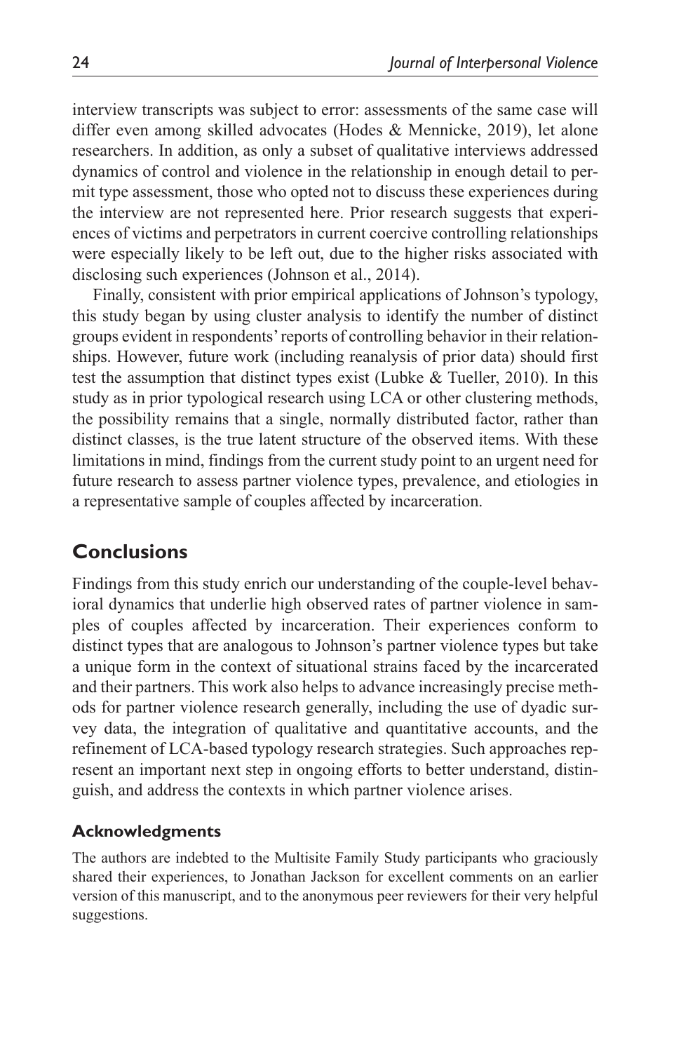interview transcripts was subject to error: assessments of the same case will differ even among skilled advocates (Hodes & Mennicke, 2019), let alone researchers. In addition, as only a subset of qualitative interviews addressed dynamics of control and violence in the relationship in enough detail to permit type assessment, those who opted not to discuss these experiences during the interview are not represented here. Prior research suggests that experiences of victims and perpetrators in current coercive controlling relationships were especially likely to be left out, due to the higher risks associated with disclosing such experiences (Johnson et al., 2014).

Finally, consistent with prior empirical applications of Johnson's typology, this study began by using cluster analysis to identify the number of distinct groups evident in respondents' reports of controlling behavior in their relationships. However, future work (including reanalysis of prior data) should first test the assumption that distinct types exist (Lubke & Tueller, 2010). In this study as in prior typological research using LCA or other clustering methods, the possibility remains that a single, normally distributed factor, rather than distinct classes, is the true latent structure of the observed items. With these limitations in mind, findings from the current study point to an urgent need for future research to assess partner violence types, prevalence, and etiologies in a representative sample of couples affected by incarceration.

## Conclusions

Findings from this study enrich our understanding of the couple-level behavioral dynamics that underlie high observed rates of partner violence in samples of couples affected by incarceration. Their experiences conform to distinct types that are analogous to Johnson's partner violence types but take a unique form in the context of situational strains faced by the incarcerated and their partners. This work also helps to advance increasingly precise methods for partner violence research generally, including the use of dyadic survey data, the integration of qualitative and quantitative accounts, and the refinement of LCA-based typology research strategies. Such approaches represent an important next step in ongoing efforts to better understand, distinguish, and address the contexts in which partner violence arises.

### Acknowledgments

The authors are indebted to the Multisite Family Study participants who graciously shared their experiences, to Jonathan Jackson for excellent comments on an earlier version of this manuscript, and to the anonymous peer reviewers for their very helpful suggestions.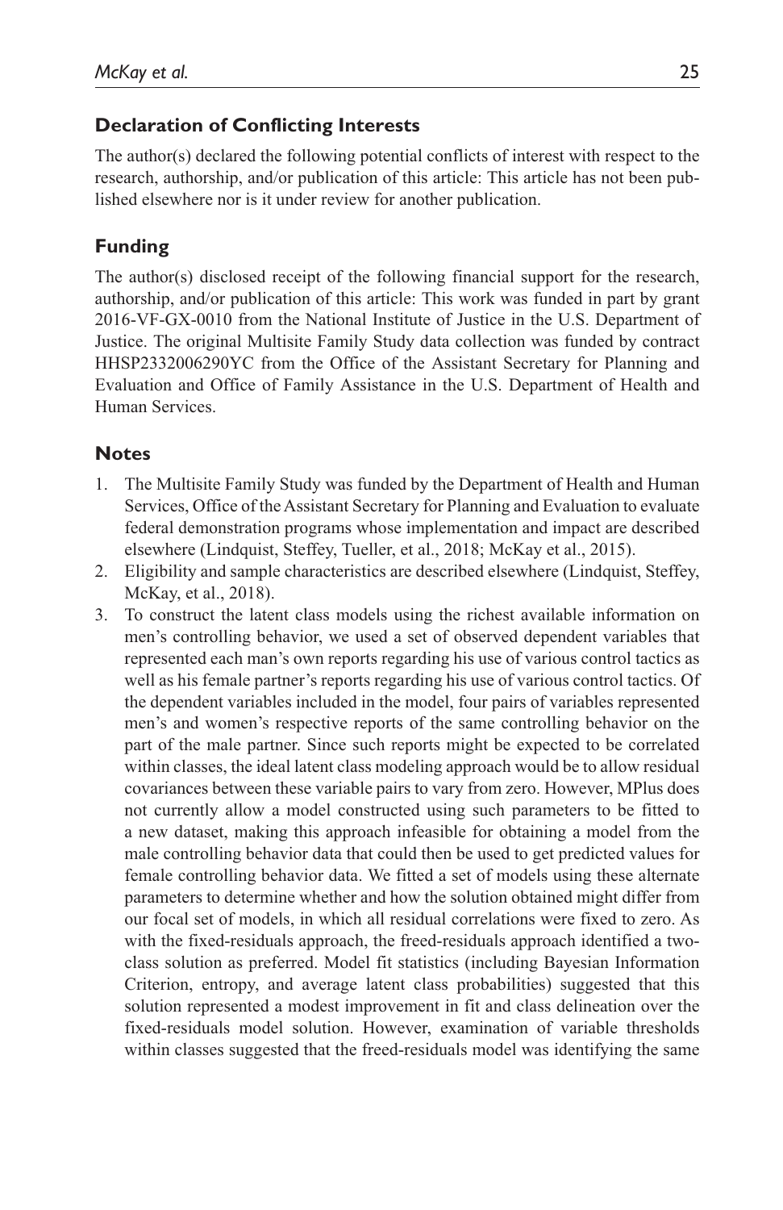## Declaration of Conflicting Interests

The author(s) declared the following potential conflicts of interest with respect to the research, authorship, and/or publication of this article: This article has not been published elsewhere nor is it under review for another publication.

## Funding

The author(s) disclosed receipt of the following financial support for the research, authorship, and/or publication of this article: This work was funded in part by grant 2016-VF-GX-0010 from the National Institute of Justice in the U.S. Department of Justice. The original Multisite Family Study data collection was funded by contract HHSP2332006290YC from the Office of the Assistant Secretary for Planning and Evaluation and Office of Family Assistance in the U.S. Department of Health and Human Services.

## Notes

1. The Multisite Family Study was funded by the Department of Health and Human Services, Office of the Assistant Secretary for Planning and Evaluation to evaluate federal demonstration programs whose implementation and impact are described elsewhere (Lindquist, Steffey, Tueller, et al., 2018; McKay et al., 2015).
2. Eligibility and sample characteristics are described elsewhere (Lindquist, Steffey, McKay, et al., 2018).
3. To construct the latent class models using the richest available information on men's controlling behavior, we used a set of observed dependent variables that represented each man's own reports regarding his use of various control tactics as well as his female partner's reports regarding his use of various control tactics. Of the dependent variables included in the model, four pairs of variables represented men's and women's respective reports of the same controlling behavior on the part of the male partner. Since such reports might be expected to be correlated within classes, the ideal latent class modeling approach would be to allow residual covariances between these variable pairs to vary from zero. However, MPlus does not currently allow a model constructed using such parameters to be fitted to a new dataset, making this approach infeasible for obtaining a model from the male controlling behavior data that could then be used to get predicted values for female controlling behavior data. We fitted a set of models using these alternate parameters to determine whether and how the solution obtained might differ from our focal set of models, in which all residual correlations were fixed to zero. As with the fixed-residuals approach, the freed-residuals approach identified a two-class solution as preferred. Model fit statistics (including Bayesian Information Criterion, entropy, and average latent class probabilities) suggested that this solution represented a modest improvement in fit and class delineation over the fixed-residuals model solution. However, examination of variable thresholds within classes suggested that the freed-residuals model was identifying the same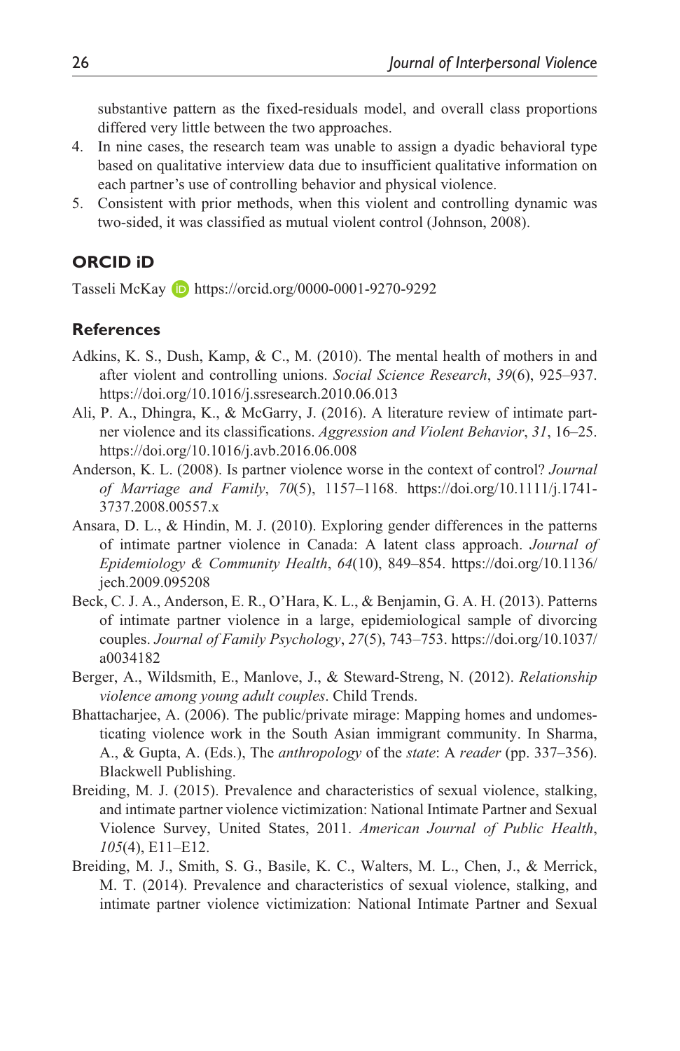substantive pattern as the fixed-residuals model, and overall class proportions differed very little between the two approaches.

4. In nine cases, the research team was unable to assign a dyadic behavioral type based on qualitative interview data due to insufficient qualitative information on each partner's use of controlling behavior and physical violence.
5. Consistent with prior methods, when this violent and controlling dynamic was two-sided, it was classified as mutual violent control (Johnson, 2008).

## ORCID iD

Tasseli McKay https://orcid.org/0000-0001-9270-9292

## References

Adkins, K. S., Dush, Kamp, & C., M. (2010). The mental health of mothers in and after violent and controlling unions. *Social Science Research*, *39*(6), 925–937. https://doi.org/10.1016/j.ssresearch.2010.06.013

Ali, P. A., Dhingra, K., & McGarry, J. (2016). A literature review of intimate partner violence and its classifications. *Aggression and Violent Behavior*, *31*, 16–25. https://doi.org/10.1016/j.avb.2016.06.008

Anderson, K. L. (2008). Is partner violence worse in the context of control? *Journal of Marriage and Family*, *70*(5), 1157–1168. https://doi.org/10.1111/j.1741-3737.2008.00557.x

Ansara, D. L., & Hindin, M. J. (2010). Exploring gender differences in the patterns of intimate partner violence in Canada: A latent class approach. *Journal of Epidemiology & Community Health*, *64*(10), 849–854. https://doi.org/10.1136/jech.2009.095208

Beck, C. J. A., Anderson, E. R., O'Hara, K. L., & Benjamin, G. A. H. (2013). Patterns of intimate partner violence in a large, epidemiological sample of divorcing couples. *Journal of Family Psychology*, *27*(5), 743–753. https://doi.org/10.1037/a0034182

Berger, A., Wildsmith, E., Manlove, J., & Steward-Streng, N. (2012). *Relationship violence among young adult couples*. Child Trends.

Bhattacharjee, A. (2006). The public/private mirage: Mapping homes and undomesticating violence work in the South Asian immigrant community. In Sharma, A., & Gupta, A. (Eds.), The *anthropology* of the *state*: A *reader* (pp. 337–356). Blackwell Publishing.

Breiding, M. J. (2015). Prevalence and characteristics of sexual violence, stalking, and intimate partner violence victimization: National Intimate Partner and Sexual Violence Survey, United States, 2011. *American Journal of Public Health*, *105*(4), E11–E12.

Breiding, M. J., Smith, S. G., Basile, K. C., Walters, M. L., Chen, J., & Merrick, M. T. (2014). Prevalence and characteristics of sexual violence, stalking, and intimate partner violence victimization: National Intimate Partner and Sexual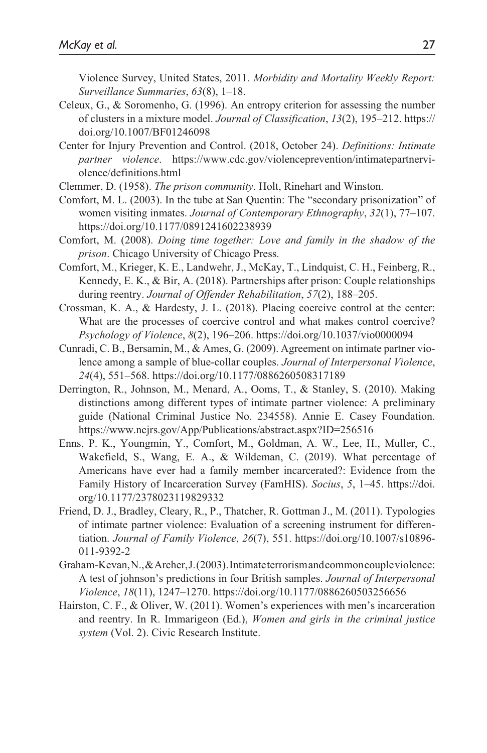Violence Survey, United States, 2011. *Morbidity and Mortality Weekly Report: Surveillance Summaries*, *63*(8), 1–18.

Celeux, G., & Soromenho, G. (1996). An entropy criterion for assessing the number of clusters in a mixture model. *Journal of Classification*, *13*(2), 195–212. https://doi.org/10.1007/BF01246098

Center for Injury Prevention and Control. (2018, October 24). *Definitions: Intimate partner violence*. https://www.cdc.gov/violenceprevention/intimatepartnerviolence/definitions.html

Clemmer, D. (1958). *The prison community*. Holt, Rinehart and Winston.

Comfort, M. L. (2003). In the tube at San Quentin: The "secondary prisonization" of women visiting inmates. *Journal of Contemporary Ethnography*, *32*(1), 77–107. https://doi.org/10.1177/0891241602238939

Comfort, M. (2008). *Doing time together: Love and family in the shadow of the prison*. Chicago University of Chicago Press.

Comfort, M., Krieger, K. E., Landwehr, J., McKay, T., Lindquist, C. H., Feinberg, R., Kennedy, E. K., & Bir, A. (2018). Partnerships after prison: Couple relationships during reentry. *Journal of Offender Rehabilitation*, *57*(2), 188–205.

Crossman, K. A., & Hardesty, J. L. (2018). Placing coercive control at the center: What are the processes of coercive control and what makes control coercive? *Psychology of Violence*, *8*(2), 196–206. https://doi.org/10.1037/vio0000094

Cunradi, C. B., Bersamin, M., & Ames, G. (2009). Agreement on intimate partner violence among a sample of blue-collar couples. *Journal of Interpersonal Violence*, *24*(4), 551–568. https://doi.org/10.1177/0886260508317189

Derrington, R., Johnson, M., Menard, A., Ooms, T., & Stanley, S. (2010). Making distinctions among different types of intimate partner violence: A preliminary guide (National Criminal Justice No. 234558). Annie E. Casey Foundation. https://www.ncjrs.gov/App/Publications/abstract.aspx?ID=256516

Enns, P. K., Youngmin, Y., Comfort, M., Goldman, A. W., Lee, H., Muller, C., Wakefield, S., Wang, E. A., & Wildeman, C. (2019). What percentage of Americans have ever had a family member incarcerated?: Evidence from the Family History of Incarceration Survey (FamHIS). *Socius*, *5*, 1–45. https://doi.org/10.1177/2378023119829332

Friend, D. J., Bradley, Cleary, R., P., Thatcher, R. Gottman J., M. (2011). Typologies of intimate partner violence: Evaluation of a screening instrument for differentiation. *Journal of Family Violence*, *26*(7), 551. https://doi.org/10.1007/s10896-011-9392-2

Graham-Kevan, N., & Archer, J. (2003). Intimate terrorism and common couple violence: A test of johnson's predictions in four British samples. *Journal of Interpersonal Violence*, *18*(11), 1247–1270. https://doi.org/10.1177/0886260503256656

Hairston, C. F., & Oliver, W. (2011). Women's experiences with men's incarceration and reentry. In R. Immarigeon (Ed.), *Women and girls in the criminal justice system* (Vol. 2). Civic Research Institute.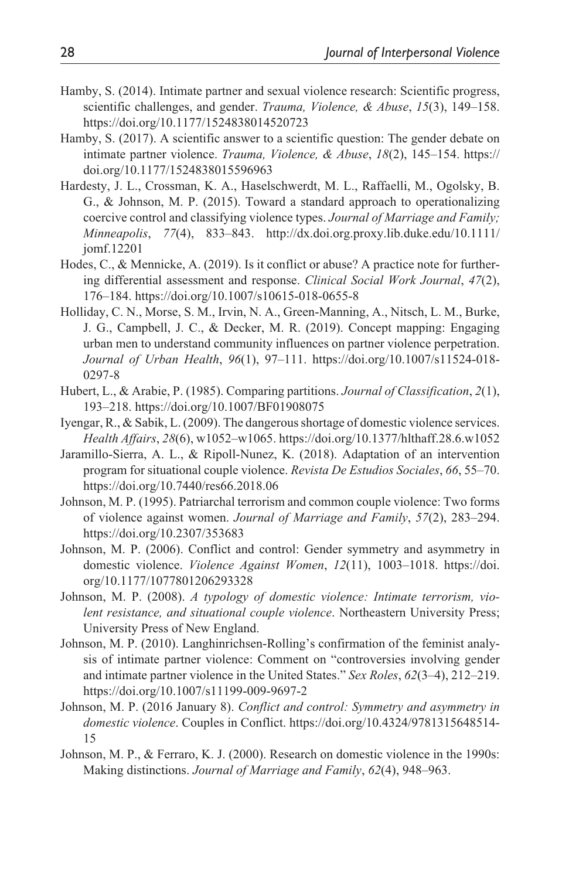Hamby, S. (2014). Intimate partner and sexual violence research: Scientific progress, scientific challenges, and gender. *Trauma, Violence, & Abuse*, *15*(3), 149–158. https://doi.org/10.1177/1524838014520723

Hamby, S. (2017). A scientific answer to a scientific question: The gender debate on intimate partner violence. *Trauma, Violence, & Abuse*, *18*(2), 145–154. https://doi.org/10.1177/1524838015596963

Hardesty, J. L., Crossman, K. A., Haselschwerdt, M. L., Raffaelli, M., Ogolsky, B. G., & Johnson, M. P. (2015). Toward a standard approach to operationalizing coercive control and classifying violence types. *Journal of Marriage and Family; Minneapolis*, *77*(4), 833–843. http://dx.doi.org.proxy.lib.duke.edu/10.1111/jomf.12201

Hodes, C., & Mennicke, A. (2019). Is it conflict or abuse? A practice note for furthering differential assessment and response. *Clinical Social Work Journal*, *47*(2), 176–184. https://doi.org/10.1007/s10615-018-0655-8

Holliday, C. N., Morse, S. M., Irvin, N. A., Green-Manning, A., Nitsch, L. M., Burke, J. G., Campbell, J. C., & Decker, M. R. (2019). Concept mapping: Engaging urban men to understand community influences on partner violence perpetration. *Journal of Urban Health*, *96*(1), 97–111. https://doi.org/10.1007/s11524-018-0297-8

Hubert, L., & Arabie, P. (1985). Comparing partitions. *Journal of Classification*, *2*(1), 193–218. https://doi.org/10.1007/BF01908075

Iyengar, R., & Sabik, L. (2009). The dangerous shortage of domestic violence services. *Health Affairs*, *28*(6), w1052–w1065. https://doi.org/10.1377/hlthaff.28.6.w1052

Jaramillo-Sierra, A. L., & Ripoll-Nunez, K. (2018). Adaptation of an intervention program for situational couple violence. *Revista De Estudios Sociales*, *66*, 55–70. https://doi.org/10.7440/res66.2018.06

Johnson, M. P. (1995). Patriarchal terrorism and common couple violence: Two forms of violence against women. *Journal of Marriage and Family*, *57*(2), 283–294. https://doi.org/10.2307/353683

Johnson, M. P. (2006). Conflict and control: Gender symmetry and asymmetry in domestic violence. *Violence Against Women*, *12*(11), 1003–1018. https://doi.org/10.1177/1077801206293328

Johnson, M. P. (2008). *A typology of domestic violence: Intimate terrorism, violent resistance, and situational couple violence*. Northeastern University Press; University Press of New England.

Johnson, M. P. (2010). Langhinrichsen-Rolling's confirmation of the feminist analysis of intimate partner violence: Comment on "controversies involving gender and intimate partner violence in the United States." *Sex Roles*, *62*(3–4), 212–219. https://doi.org/10.1007/s11199-009-9697-2

Johnson, M. P. (2016 January 8). *Conflict and control: Symmetry and asymmetry in domestic violence*. Couples in Conflict. https://doi.org/10.4324/9781315648514-15

Johnson, M. P., & Ferraro, K. J. (2000). Research on domestic violence in the 1990s: Making distinctions. *Journal of Marriage and Family*, *62*(4), 948–963.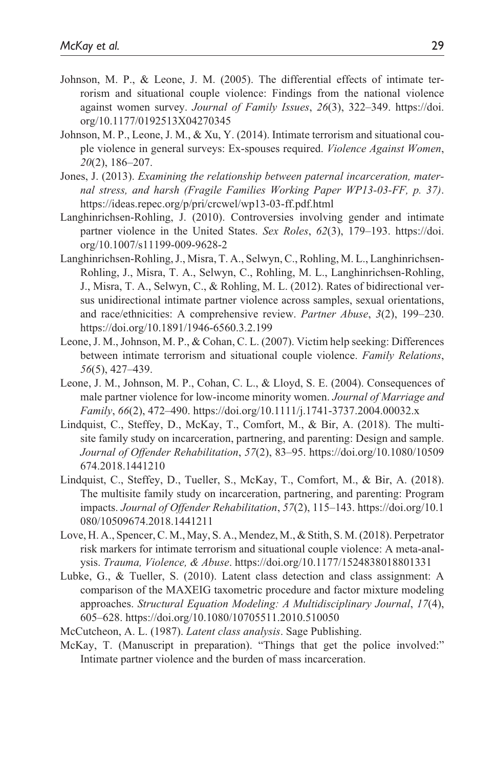Johnson, M. P., & Leone, J. M. (2005). The differential effects of intimate terrorism and situational couple violence: Findings from the national violence against women survey. *Journal of Family Issues*, *26*(3), 322–349. https://doi.org/10.1177/0192513X04270345

Johnson, M. P., Leone, J. M., & Xu, Y. (2014). Intimate terrorism and situational couple violence in general surveys: Ex-spouses required. *Violence Against Women*, *20*(2), 186–207.

Jones, J. (2013). *Examining the relationship between paternal incarceration, maternal stress, and harsh (Fragile Families Working Paper WP13-03-FF, p. 37)*. https://ideas.repec.org/p/pri/crcwel/wp13-03-ff.pdf.html

Langhinrichsen-Rohling, J. (2010). Controversies involving gender and intimate partner violence in the United States. *Sex Roles*, *62*(3), 179–193. https://doi.org/10.1007/s11199-009-9628-2

Langhinrichsen-Rohling, J., Misra, T. A., Selwyn, C., Rohling, M. L., Langhinrichsen-Rohling, J., Misra, T. A., Selwyn, C., Rohling, M. L., Langhinrichsen-Rohling, J., Misra, T. A., Selwyn, C., & Rohling, M. L. (2012). Rates of bidirectional versus unidirectional intimate partner violence across samples, sexual orientations, and race/ethnicities: A comprehensive review. *Partner Abuse*, *3*(2), 199–230. https://doi.org/10.1891/1946-6560.3.2.199

Leone, J. M., Johnson, M. P., & Cohan, C. L. (2007). Victim help seeking: Differences between intimate terrorism and situational couple violence. *Family Relations*, *56*(5), 427–439.

Leone, J. M., Johnson, M. P., Cohan, C. L., & Lloyd, S. E. (2004). Consequences of male partner violence for low-income minority women. *Journal of Marriage and Family*, *66*(2), 472–490. https://doi.org/10.1111/j.1741-3737.2004.00032.x

Lindquist, C., Steffey, D., McKay, T., Comfort, M., & Bir, A. (2018). The multisite family study on incarceration, partnering, and parenting: Design and sample. *Journal of Offender Rehabilitation*, *57*(2), 83–95. https://doi.org/10.1080/10509674.2018.1441210

Lindquist, C., Steffey, D., Tueller, S., McKay, T., Comfort, M., & Bir, A. (2018). The multisite family study on incarceration, partnering, and parenting: Program impacts. *Journal of Offender Rehabilitation*, *57*(2), 115–143. https://doi.org/10.1080/10509674.2018.1441211

Love, H. A., Spencer, C. M., May, S. A., Mendez, M., & Stith, S. M. (2018). Perpetrator risk markers for intimate terrorism and situational couple violence: A meta-analysis. *Trauma, Violence, & Abuse*. https://doi.org/10.1177/1524838018801331

Lubke, G., & Tueller, S. (2010). Latent class detection and class assignment: A comparison of the MAXEIG taxometric procedure and factor mixture modeling approaches. *Structural Equation Modeling: A Multidisciplinary Journal*, *17*(4), 605–628. https://doi.org/10.1080/10705511.2010.510050

McCutcheon, A. L. (1987). *Latent class analysis*. Sage Publishing.

McKay, T. (Manuscript in preparation). "Things that get the police involved:" Intimate partner violence and the burden of mass incarceration.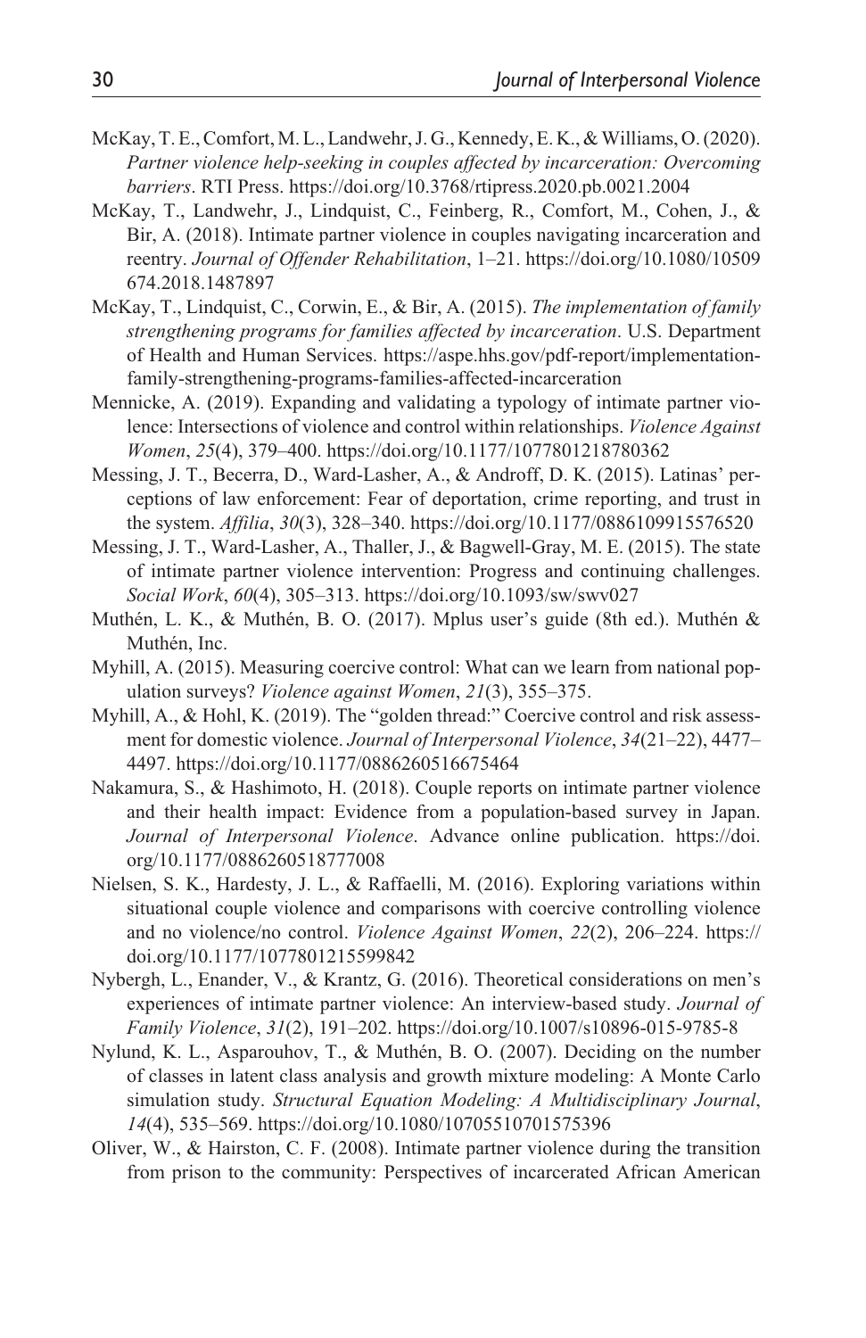McKay, T. E., Comfort, M. L., Landwehr, J. G., Kennedy, E. K., & Williams, O. (2020). *Partner violence help-seeking in couples affected by incarceration: Overcoming barriers*. RTI Press. https://doi.org/10.3768/rtipress.2020.pb.0021.2004

McKay, T., Landwehr, J., Lindquist, C., Feinberg, R., Comfort, M., Cohen, J., & Bir, A. (2018). Intimate partner violence in couples navigating incarceration and reentry. *Journal of Offender Rehabilitation*, 1–21. https://doi.org/10.1080/10509674.2018.1487897

McKay, T., Lindquist, C., Corwin, E., & Bir, A. (2015). *The implementation of family strengthening programs for families affected by incarceration*. U.S. Department of Health and Human Services. https://aspe.hhs.gov/pdf-report/implementation-family-strengthening-programs-families-affected-incarceration

Mennicke, A. (2019). Expanding and validating a typology of intimate partner violence: Intersections of violence and control within relationships. *Violence Against Women*, *25*(4), 379–400. https://doi.org/10.1177/1077801218780362

Messing, J. T., Becerra, D., Ward-Lasher, A., & Androff, D. K. (2015). Latinas' perceptions of law enforcement: Fear of deportation, crime reporting, and trust in the system. *Affilia*, *30*(3), 328–340. https://doi.org/10.1177/0886109915576520

Messing, J. T., Ward-Lasher, A., Thaller, J., & Bagwell-Gray, M. E. (2015). The state of intimate partner violence intervention: Progress and continuing challenges. *Social Work*, *60*(4), 305–313. https://doi.org/10.1093/sw/swv027

Muthén, L. K., & Muthén, B. O. (2017). Mplus user's guide (8th ed.). Muthén & Muthén, Inc.

Myhill, A. (2015). Measuring coercive control: What can we learn from national population surveys? *Violence against Women*, *21*(3), 355–375.

Myhill, A., & Hohl, K. (2019). The "golden thread:" Coercive control and risk assessment for domestic violence. *Journal of Interpersonal Violence*, *34*(21–22), 4477–4497. https://doi.org/10.1177/0886260516675464

Nakamura, S., & Hashimoto, H. (2018). Couple reports on intimate partner violence and their health impact: Evidence from a population-based survey in Japan. *Journal of Interpersonal Violence*. Advance online publication. https://doi.org/10.1177/0886260518777008

Nielsen, S. K., Hardesty, J. L., & Raffaelli, M. (2016). Exploring variations within situational couple violence and comparisons with coercive controlling violence and no violence/no control. *Violence Against Women*, *22*(2), 206–224. https://doi.org/10.1177/1077801215599842

Nybergh, L., Enander, V., & Krantz, G. (2016). Theoretical considerations on men's experiences of intimate partner violence: An interview-based study. *Journal of Family Violence*, *31*(2), 191–202. https://doi.org/10.1007/s10896-015-9785-8

Nylund, K. L., Asparouhov, T., & Muthén, B. O. (2007). Deciding on the number of classes in latent class analysis and growth mixture modeling: A Monte Carlo simulation study. *Structural Equation Modeling: A Multidisciplinary Journal*, *14*(4), 535–569. https://doi.org/10.1080/10705510701575396

Oliver, W., & Hairston, C. F. (2008). Intimate partner violence during the transition from prison to the community: Perspectives of incarcerated African American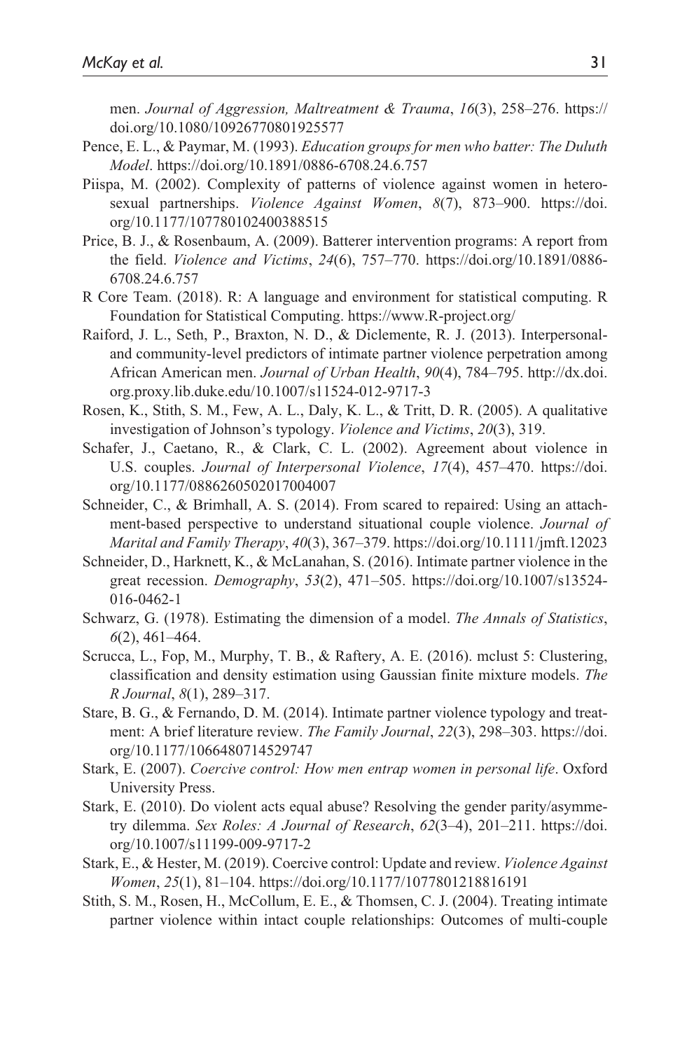men. *Journal of Aggression, Maltreatment & Trauma*, *16*(3), 258–276. https://doi.org/10.1080/10926770801925577

Pence, E. L., & Paymar, M. (1993). *Education groups for men who batter: The Duluth Model*. https://doi.org/10.1891/0886-6708.24.6.757

Piispa, M. (2002). Complexity of patterns of violence against women in heterosexual partnerships. *Violence Against Women*, *8*(7), 873–900. https://doi.org/10.1177/107780102400388515

Price, B. J., & Rosenbaum, A. (2009). Batterer intervention programs: A report from the field. *Violence and Victims*, *24*(6), 757–770. https://doi.org/10.1891/0886-6708.24.6.757

R Core Team. (2018). R: A language and environment for statistical computing. R Foundation for Statistical Computing. https://www.R-project.org/

Raiford, J. L., Seth, P., Braxton, N. D., & Diclemente, R. J. (2013). Interpersonal- and community-level predictors of intimate partner violence perpetration among African American men. *Journal of Urban Health*, *90*(4), 784–795. http://dx.doi.org.proxy.lib.duke.edu/10.1007/s11524-012-9717-3

Rosen, K., Stith, S. M., Few, A. L., Daly, K. L., & Tritt, D. R. (2005). A qualitative investigation of Johnson's typology. *Violence and Victims*, *20*(3), 319.

Schafer, J., Caetano, R., & Clark, C. L. (2002). Agreement about violence in U.S. couples. *Journal of Interpersonal Violence*, *17*(4), 457–470. https://doi.org/10.1177/0886260502017004007

Schneider, C., & Brimhall, A. S. (2014). From scared to repaired: Using an attachment-based perspective to understand situational couple violence. *Journal of Marital and Family Therapy*, *40*(3), 367–379. https://doi.org/10.1111/jmft.12023

Schneider, D., Harknett, K., & McLanahan, S. (2016). Intimate partner violence in the great recession. *Demography*, *53*(2), 471–505. https://doi.org/10.1007/s13524-016-0462-1

Schwarz, G. (1978). Estimating the dimension of a model. *The Annals of Statistics*, *6*(2), 461–464.

Scrucca, L., Fop, M., Murphy, T. B., & Raftery, A. E. (2016). mclust 5: Clustering, classification and density estimation using Gaussian finite mixture models. *The R Journal*, *8*(1), 289–317.

Stare, B. G., & Fernando, D. M. (2014). Intimate partner violence typology and treatment: A brief literature review. *The Family Journal*, *22*(3), 298–303. https://doi.org/10.1177/1066480714529747

Stark, E. (2007). *Coercive control: How men entrap women in personal life*. Oxford University Press.

Stark, E. (2010). Do violent acts equal abuse? Resolving the gender parity/asymmetry dilemma. *Sex Roles: A Journal of Research*, *62*(3–4), 201–211. https://doi.org/10.1007/s11199-009-9717-2

Stark, E., & Hester, M. (2019). Coercive control: Update and review. *Violence Against Women*, *25*(1), 81–104. https://doi.org/10.1177/1077801218816191

Stith, S. M., Rosen, H., McCollum, E. E., & Thomsen, C. J. (2004). Treating intimate partner violence within intact couple relationships: Outcomes of multi-couple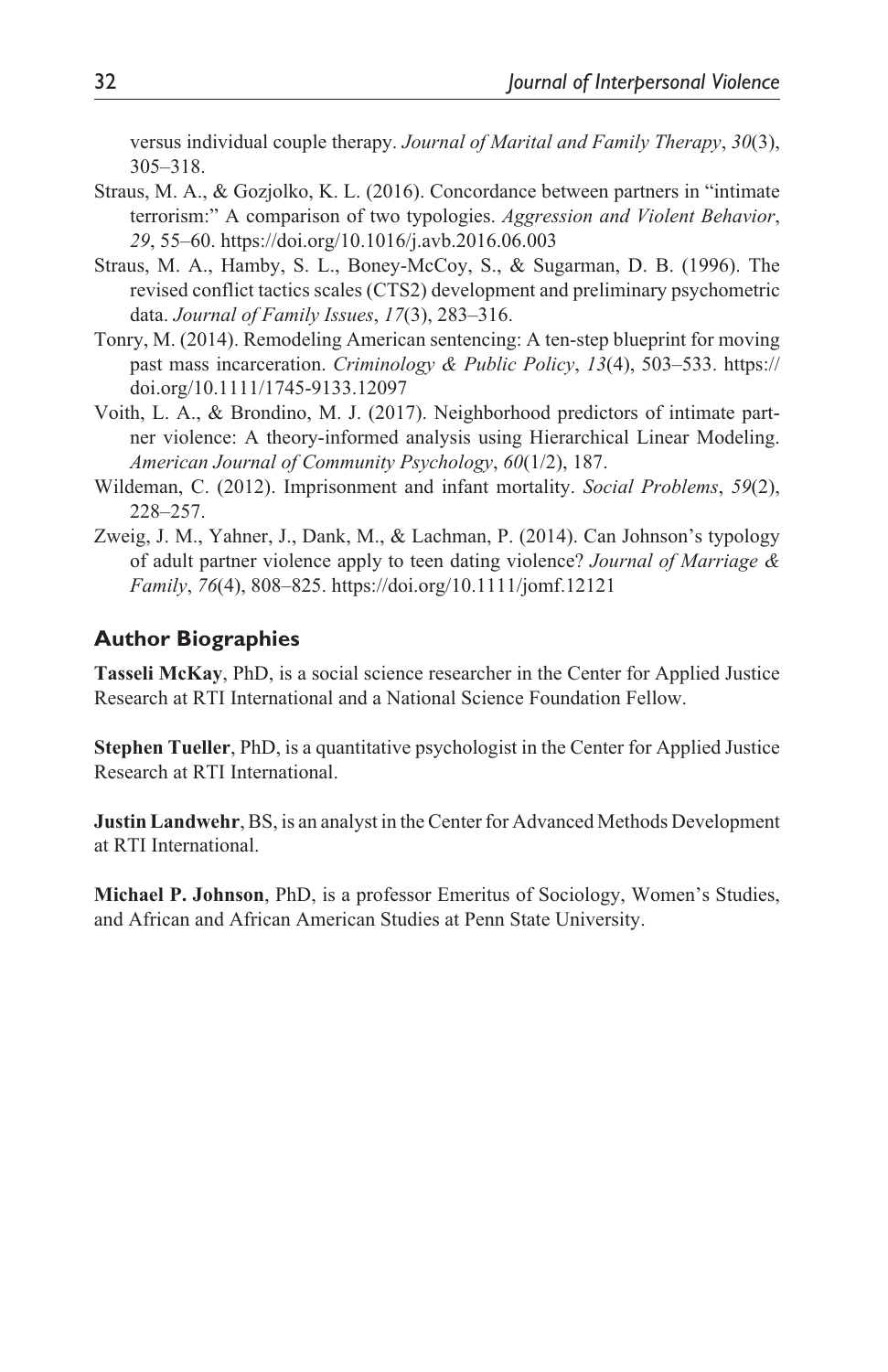versus individual couple therapy. *Journal of Marital and Family Therapy*, *30*(3), 305–318.

Straus, M. A., & Gozjolko, K. L. (2016). Concordance between partners in "intimate terrorism:" A comparison of two typologies. *Aggression and Violent Behavior*, *29*, 55–60. https://doi.org/10.1016/j.avb.2016.06.003

Straus, M. A., Hamby, S. L., Boney-McCoy, S., & Sugarman, D. B. (1996). The revised conflict tactics scales (CTS2) development and preliminary psychometric data. *Journal of Family Issues*, *17*(3), 283–316.

Tonry, M. (2014). Remodeling American sentencing: A ten-step blueprint for moving past mass incarceration. *Criminology & Public Policy*, *13*(4), 503–533. https://doi.org/10.1111/1745-9133.12097

Voith, L. A., & Brondino, M. J. (2017). Neighborhood predictors of intimate partner violence: A theory-informed analysis using Hierarchical Linear Modeling. *American Journal of Community Psychology*, *60*(1/2), 187.

Wildeman, C. (2012). Imprisonment and infant mortality. *Social Problems*, *59*(2), 228–257.

Zweig, J. M., Yahner, J., Dank, M., & Lachman, P. (2014). Can Johnson's typology of adult partner violence apply to teen dating violence? *Journal of Marriage & Family*, *76*(4), 808–825. https://doi.org/10.1111/jomf.12121

## Author Biographies

**Tasseli McKay**, PhD, is a social science researcher in the Center for Applied Justice Research at RTI International and a National Science Foundation Fellow.

**Stephen Tueller**, PhD, is a quantitative psychologist in the Center for Applied Justice Research at RTI International.

**Justin Landwehr**, BS, is an analyst in the Center for Advanced Methods Development at RTI International.

**Michael P. Johnson**, PhD, is a professor Emeritus of Sociology, Women's Studies, and African and African American Studies at Penn State University.